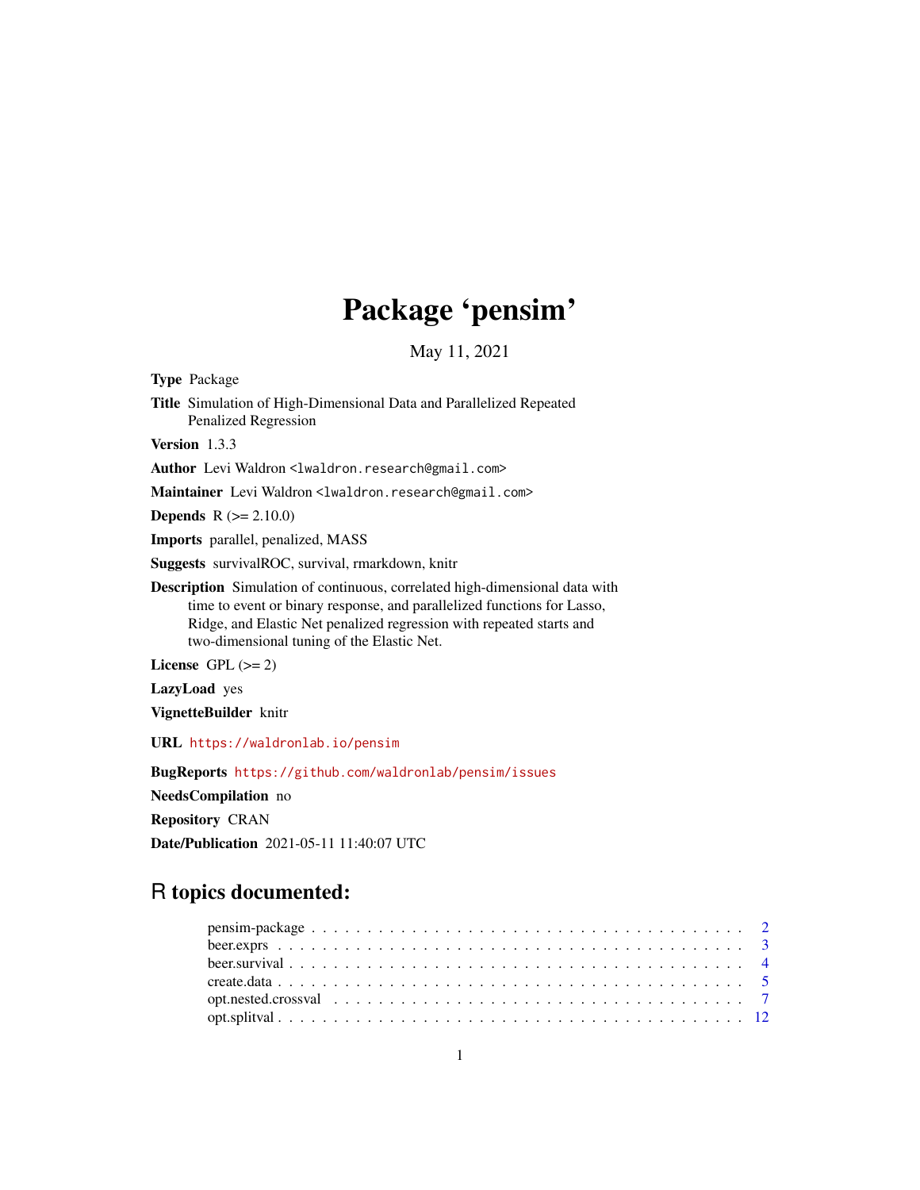# Package 'pensim'

May 11, 2021

**Type** Package

**Title** Simulation of High-Dimensional Data and Parallelized Repeated Penalized Regression

**Version** 1.3.3

**Author** Levi Waldron <lwaldron.research@gmail.com>

**Maintainer** Levi Waldron <lwaldron.research@gmail.com>

**Depends** R (>= 2.10.0)

**Imports** parallel, penalized, MASS

**Suggests** survivalROC, survival, rmarkdown, knitr

**Description** Simulation of continuous, correlated high-dimensional data with time to event or binary response, and parallelized functions for Lasso, Ridge, and Elastic Net penalized regression with repeated starts and two-dimensional tuning of the Elastic Net.

**License** GPL (>= 2)

**LazyLoad** yes

**VignetteBuilder** knitr

**URL** https://waldronlab.io/pensim

**BugReports** https://github.com/waldronlab/pensim/issues

**NeedsCompilation** no

**Repository** CRAN

**Date/Publication** 2021-05-11 11:40:07 UTC

## R topics documented:

- pensim-package . . . . . . . . . . . . . . . . . . . . . . . . . . . . . . . . . . . . . . 2
- beer.exprs . . . . . . . . . . . . . . . . . . . . . . . . . . . . . . . . . . . . . . . . . 3
- beer.survival . . . . . . . . . . . . . . . . . . . . . . . . . . . . . . . . . . . . . . . . 4
- create.data . . . . . . . . . . . . . . . . . . . . . . . . . . . . . . . . . . . . . . . . . 5
- opt.nested.crossval . . . . . . . . . . . . . . . . . . . . . . . . . . . . . . . . . . . . 7
- opt.splitval . . . . . . . . . . . . . . . . . . . . . . . . . . . . . . . . . . . . . . . . 12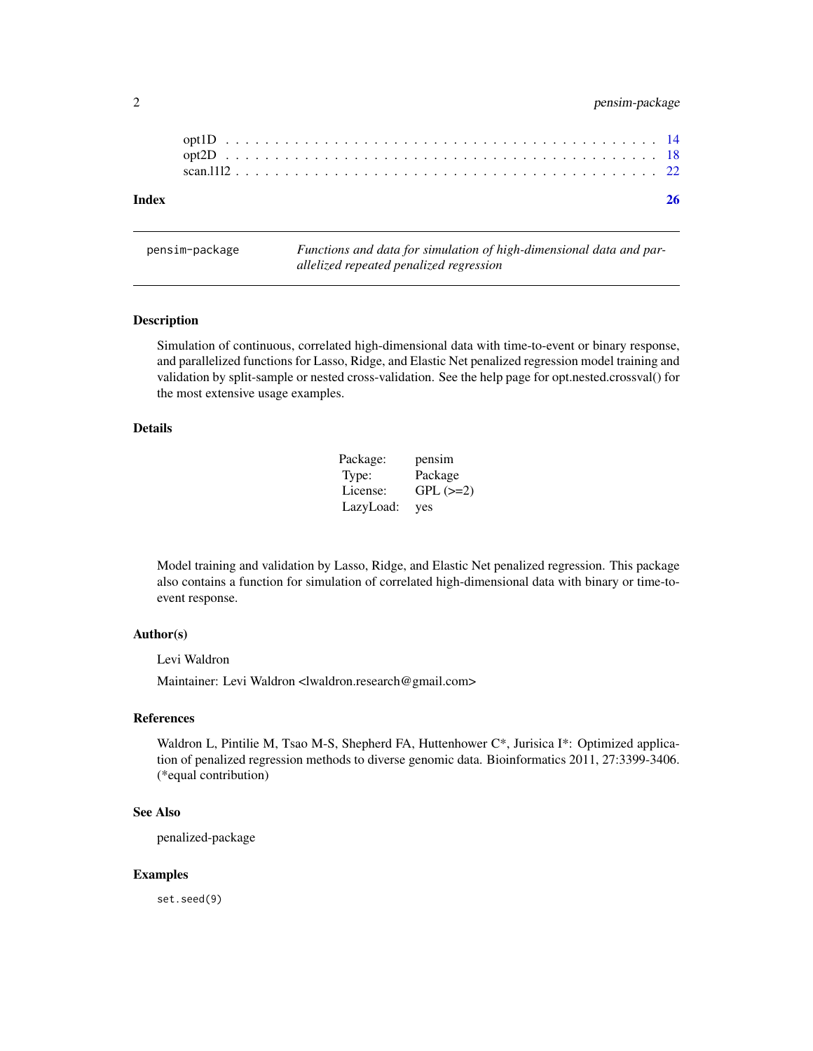opt1D . . . . . . . . . . . . . . . . . . . . . . . . . . . . . . . . . . . . . . . 14
opt2D . . . . . . . . . . . . . . . . . . . . . . . . . . . . . . . . . . . . . . . 18
scan.l1l2 . . . . . . . . . . . . . . . . . . . . . . . . . . . . . . . . . . . . . 22

**Index** **26**

---

pensim-package — *Functions and data for simulation of high-dimensional data and parallelized repeated penalized regression*

---

## Description

Simulation of continuous, correlated high-dimensional data with time-to-event or binary response, and parallelized functions for Lasso, Ridge, and Elastic Net penalized regression model training and validation by split-sample or nested cross-validation. See the help page for opt.nested.crossval() for the most extensive usage examples.

## Details

| | |
|---|---|
| Package: | pensim |
| Type: | Package |
| License: | GPL (>=2) |
| LazyLoad: | yes |

Model training and validation by Lasso, Ridge, and Elastic Net penalized regression. This package also contains a function for simulation of correlated high-dimensional data with binary or time-to-event response.

## Author(s)

Levi Waldron

Maintainer: Levi Waldron <lwaldron.research@gmail.com>

## References

Waldron L, Pintilie M, Tsao M-S, Shepherd FA, Huttenhower C*, Jurisica I*: Optimized application of penalized regression methods to diverse genomic data. Bioinformatics 2011, 27:3399-3406. (*equal contribution)

## See Also

penalized-package

## Examples

```
set.seed(9)
```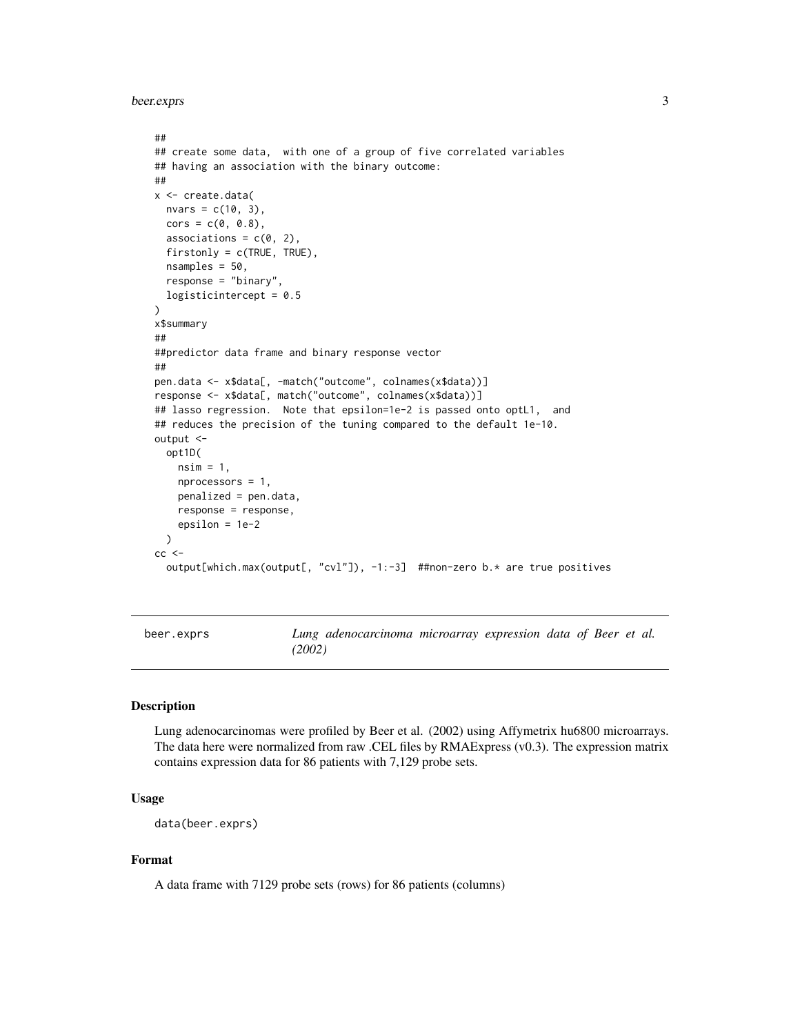```
##
## create some data,  with one of a group of five correlated variables
## having an association with the binary outcome:
##
x <- create.data(
  nvars = c(10, 3),
  cors = c(0, 0.8),
  associations = c(0, 2),
  firstonly = c(TRUE, TRUE),
  nsamples = 50,
  response = "binary",
  logisticintercept = 0.5
)
x$summary
##
##predictor data frame and binary response vector
##
pen.data <- x$data[, -match("outcome", colnames(x$data))]
response <- x$data[, match("outcome", colnames(x$data))]
## lasso regression.  Note that epsilon=1e-2 is passed onto optL1,  and
## reduces the precision of the tuning compared to the default 1e-10.
output <-
  opt1D(
    nsim = 1,
    nprocessors = 1,
    penalized = pen.data,
    response = response,
    epsilon = 1e-2
  )
cc <-
  output[which.max(output[, "cvl"]), -1:-3]  ##non-zero b.* are true positives
```

---

## beer.exprs — *Lung adenocarcinoma microarray expression data of Beer et al. (2002)*

---

### Description

Lung adenocarcinomas were profiled by Beer et al. (2002) using Affymetrix hu6800 microarrays. The data here were normalized from raw .CEL files by RMAExpress (v0.3). The expression matrix contains expression data for 86 patients with 7,129 probe sets.

### Usage

```
data(beer.exprs)
```

### Format

A data frame with 7129 probe sets (rows) for 86 patients (columns)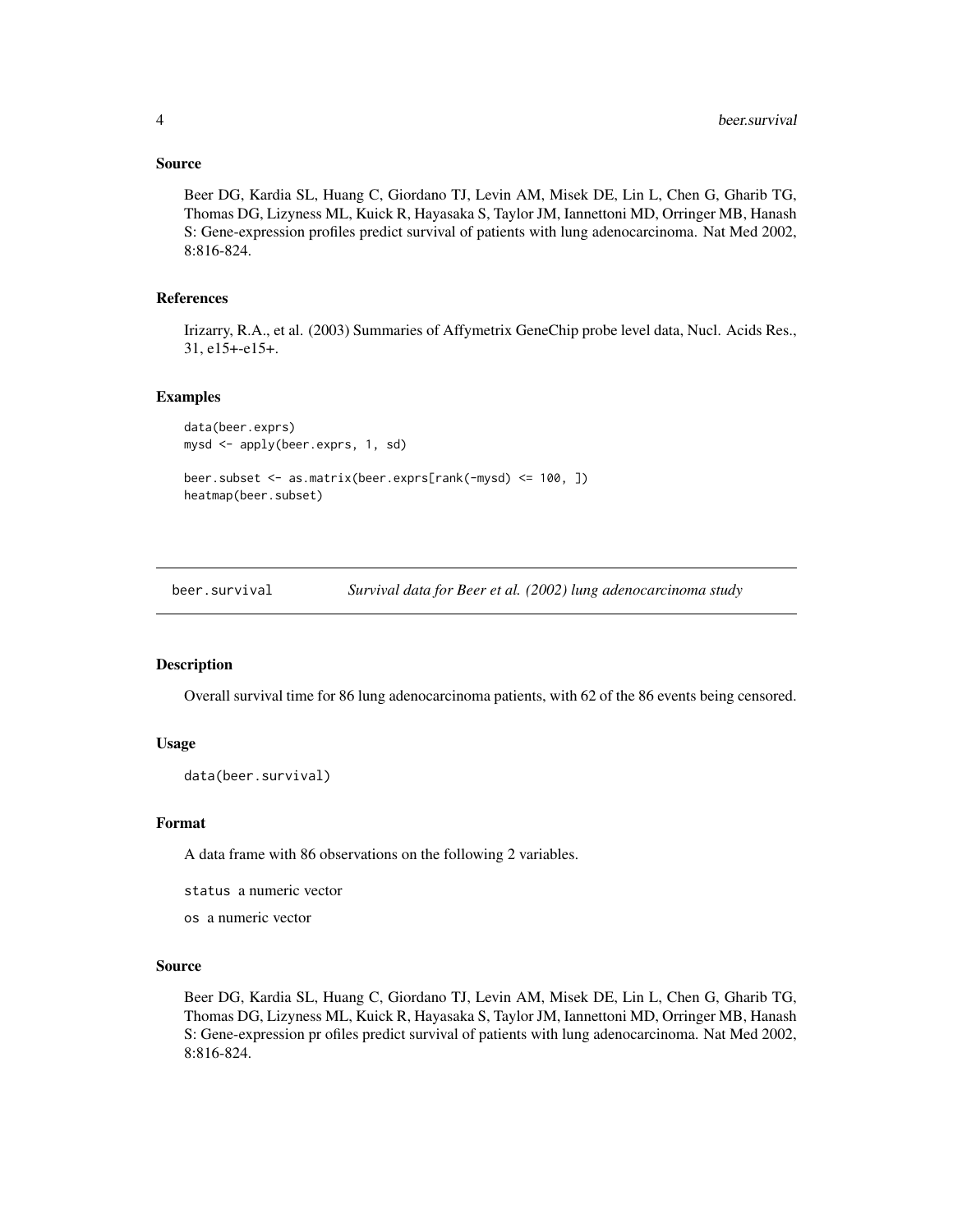### Source

Beer DG, Kardia SL, Huang C, Giordano TJ, Levin AM, Misek DE, Lin L, Chen G, Gharib TG, Thomas DG, Lizyness ML, Kuick R, Hayasaka S, Taylor JM, Iannettoni MD, Orringer MB, Hanash S: Gene-expression profiles predict survival of patients with lung adenocarcinoma. Nat Med 2002, 8:816-824.

### References

Irizarry, R.A., et al. (2003) Summaries of Affymetrix GeneChip probe level data, Nucl. Acids Res., 31, e15+-e15+.

### Examples

```
data(beer.exprs)
mysd <- apply(beer.exprs, 1, sd)

beer.subset <- as.matrix(beer.exprs[rank(-mysd) <= 100, ])
heatmap(beer.subset)
```

---

## beer.survival — *Survival data for Beer et al. (2002) lung adenocarcinoma study*

---

### Description

Overall survival time for 86 lung adenocarcinoma patients, with 62 of the 86 events being censored.

### Usage

```
data(beer.survival)
```

### Format

A data frame with 86 observations on the following 2 variables.

`status` a numeric vector

`os` a numeric vector

### Source

Beer DG, Kardia SL, Huang C, Giordano TJ, Levin AM, Misek DE, Lin L, Chen G, Gharib TG, Thomas DG, Lizyness ML, Kuick R, Hayasaka S, Taylor JM, Iannettoni MD, Orringer MB, Hanash S: Gene-expression pr ofiles predict survival of patients with lung adenocarcinoma. Nat Med 2002, 8:816-824.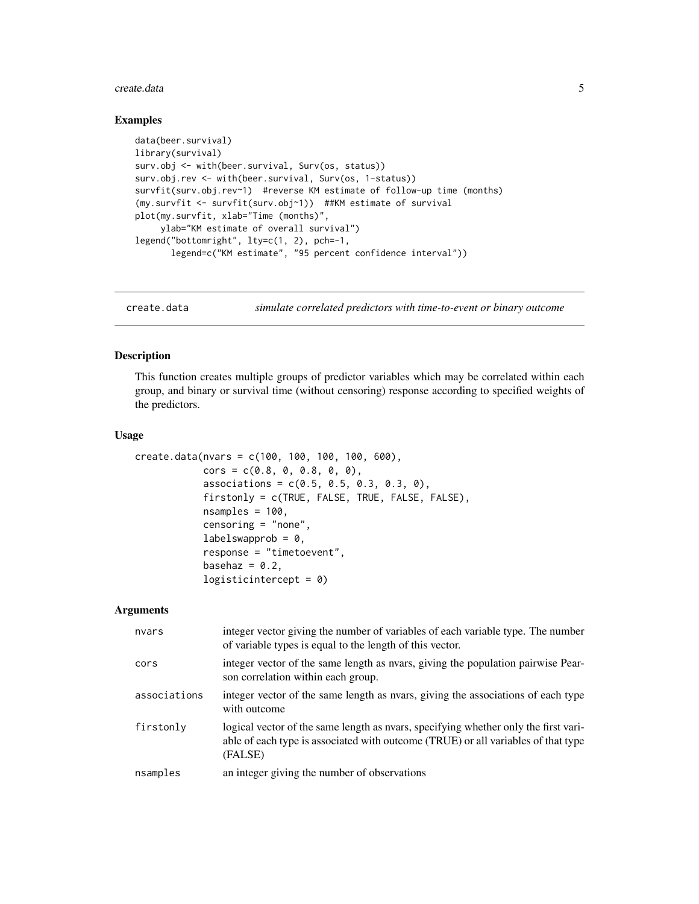## Examples

```
data(beer.survival)
library(survival)
surv.obj <- with(beer.survival, Surv(os, status))
surv.obj.rev <- with(beer.survival, Surv(os, 1-status))
survfit(surv.obj.rev~1)  #reverse KM estimate of follow-up time (months)
(my.survfit <- survfit(surv.obj~1))  ##KM estimate of survival
plot(my.survfit, xlab="Time (months)",
     ylab="KM estimate of overall survival")
legend("bottomright", lty=c(1, 2), pch=-1,
       legend=c("KM estimate", "95 percent confidence interval"))
```

---

# create.data — *simulate correlated predictors with time-to-event or binary outcome*

## Description

This function creates multiple groups of predictor variables which may be correlated within each group, and binary or survival time (without censoring) response according to specified weights of the predictors.

## Usage

```
create.data(nvars = c(100, 100, 100, 100, 600),
            cors = c(0.8, 0, 0.8, 0, 0),
            associations = c(0.5, 0.5, 0.3, 0.3, 0),
            firstonly = c(TRUE, FALSE, TRUE, FALSE, FALSE),
            nsamples = 100,
            censoring = "none",
            labelswapprob = 0,
            response = "timetoevent",
            basehaz = 0.2,
            logisticintercept = 0)
```

## Arguments

| | |
|---|---|
| nvars | integer vector giving the number of variables of each variable type. The number of variable types is equal to the length of this vector. |
| cors | integer vector of the same length as nvars, giving the population pairwise Pearson correlation within each group. |
| associations | integer vector of the same length as nvars, giving the associations of each type with outcome |
| firstonly | logical vector of the same length as nvars, specifying whether only the first variable of each type is associated with outcome (TRUE) or all variables of that type (FALSE) |
| nsamples | an integer giving the number of observations |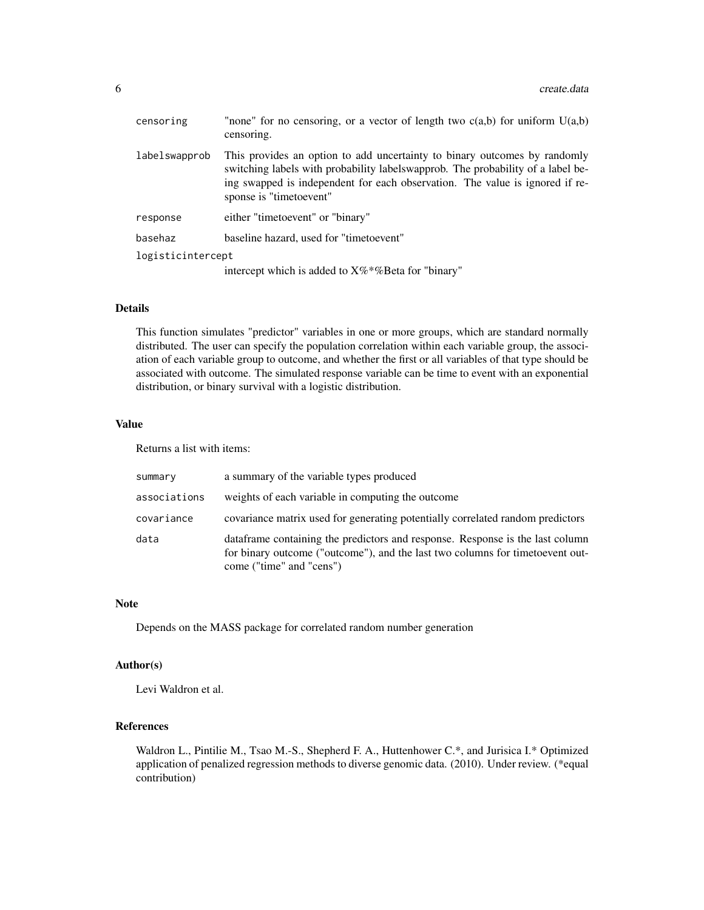| | |
|---|---|
| `censoring` | "none" for no censoring, or a vector of length two c(a,b) for uniform U(a,b) censoring. |
| `labelswapprob` | This provides an option to add uncertainty to binary outcomes by randomly switching labels with probability labelswapprob. The probability of a label being swapped is independent for each observation. The value is ignored if response is "timetoevent" |
| `response` | either "timetoevent" or "binary" |
| `basehaz` | baseline hazard, used for "timetoevent" |
| `logisticintercept` | intercept which is added to X%*%Beta for "binary" |

## Details

This function simulates "predictor" variables in one or more groups, which are standard normally distributed. The user can specify the population correlation within each variable group, the association of each variable group to outcome, and whether the first or all variables of that type should be associated with outcome. The simulated response variable can be time to event with an exponential distribution, or binary survival with a logistic distribution.

## Value

Returns a list with items:

| | |
|---|---|
| `summary` | a summary of the variable types produced |
| `associations` | weights of each variable in computing the outcome |
| `covariance` | covariance matrix used for generating potentially correlated random predictors |
| `data` | dataframe containing the predictors and response. Response is the last column for binary outcome ("outcome"), and the last two columns for timetoevent outcome ("time" and "cens") |

## Note

Depends on the MASS package for correlated random number generation

## Author(s)

Levi Waldron et al.

## References

Waldron L., Pintilie M., Tsao M.-S., Shepherd F. A., Huttenhower C.*, and Jurisica I.* Optimized application of penalized regression methods to diverse genomic data. (2010). Under review. (*equal contribution)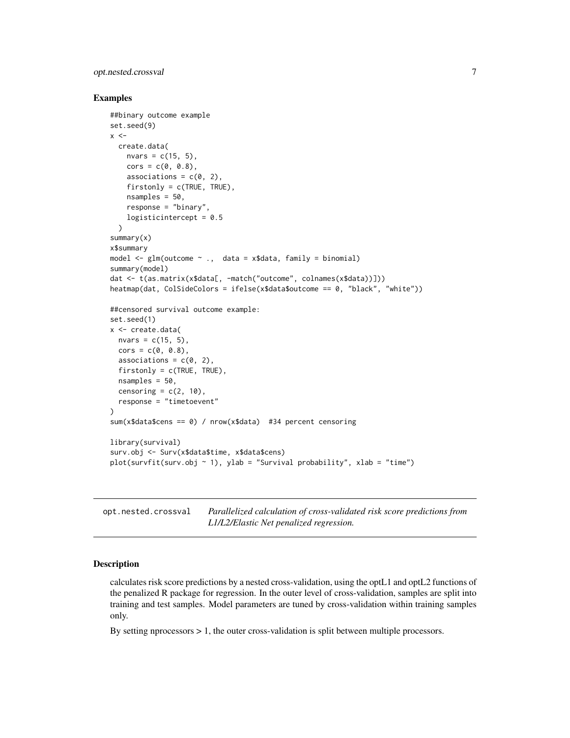## Examples

```
##binary outcome example
set.seed(9)
x <-
  create.data(
    nvars = c(15, 5),
    cors = c(0, 0.8),
    associations = c(0, 2),
    firstonly = c(TRUE, TRUE),
    nsamples = 50,
    response = "binary",
    logisticintercept = 0.5
  )
summary(x)
x$summary
model <- glm(outcome ~ .,  data = x$data, family = binomial)
summary(model)
dat <- t(as.matrix(x$data[, -match("outcome", colnames(x$data))]))
heatmap(dat, ColSideColors = ifelse(x$data$outcome == 0, "black", "white"))

##censored survival outcome example:
set.seed(1)
x <- create.data(
  nvars = c(15, 5),
  cors = c(0, 0.8),
  associations = c(0, 2),
  firstonly = c(TRUE, TRUE),
  nsamples = 50,
  censoring = c(2, 10),
  response = "timetoevent"
)
sum(x$data$cens == 0) / nrow(x$data)  #34 percent censoring

library(survival)
surv.obj <- Surv(x$data$time, x$data$cens)
plot(survfit(surv.obj ~ 1), ylab = "Survival probability", xlab = "time")
```

---

`opt.nested.crossval` *Parallelized calculation of cross-validated risk score predictions from L1/L2/Elastic Net penalized regression.*

---

## Description

calculates risk score predictions by a nested cross-validation, using the optL1 and optL2 functions of the penalized R package for regression. In the outer level of cross-validation, samples are split into training and test samples. Model parameters are tuned by cross-validation within training samples only.

By setting nprocessors > 1, the outer cross-validation is split between multiple processors.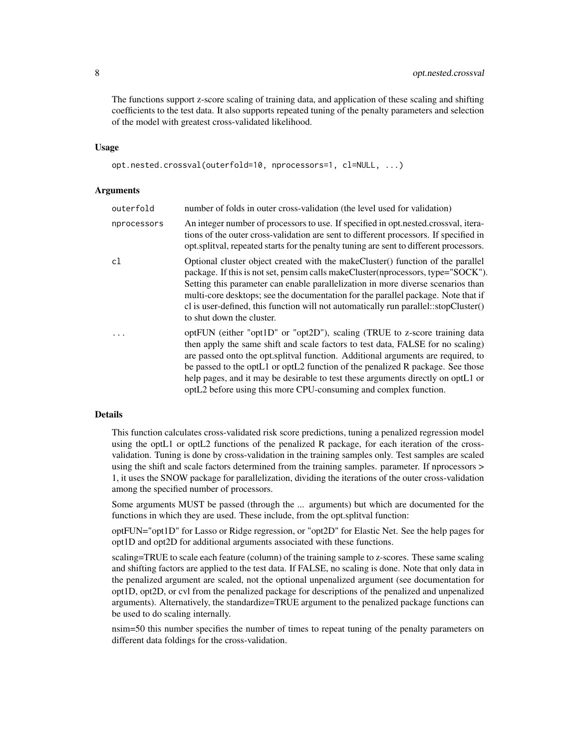The functions support z-score scaling of training data, and application of these scaling and shifting coefficients to the test data. It also supports repeated tuning of the penalty parameters and selection of the model with greatest cross-validated likelihood.

### Usage

```
opt.nested.crossval(outerfold=10, nprocessors=1, cl=NULL, ...)
```

### Arguments

| | |
|---|---|
| outerfold | number of folds in outer cross-validation (the level used for validation) |
| nprocessors | An integer number of processors to use. If specified in opt.nested.crossval, iterations of the outer cross-validation are sent to different processors. If specified in opt.splitval, repeated starts for the penalty tuning are sent to different processors. |
| cl | Optional cluster object created with the makeCluster() function of the parallel package. If this is not set, pensim calls makeCluster(nprocessors, type="SOCK"). Setting this parameter can enable parallelization in more diverse scenarios than multi-core desktops; see the documentation for the parallel package. Note that if cl is user-defined, this function will not automatically run parallel::stopCluster() to shut down the cluster. |
| ... | optFUN (either "opt1D" or "opt2D"), scaling (TRUE to z-score training data then apply the same shift and scale factors to test data, FALSE for no scaling) are passed onto the opt.splitval function. Additional arguments are required, to be passed to the optL1 or optL2 function of the penalized R package. See those help pages, and it may be desirable to test these arguments directly on optL1 or optL2 before using this more CPU-consuming and complex function. |

### Details

This function calculates cross-validated risk score predictions, tuning a penalized regression model using the optL1 or optL2 functions of the penalized R package, for each iteration of the cross-validation. Tuning is done by cross-validation in the training samples only. Test samples are scaled using the shift and scale factors determined from the training samples. parameter. If nprocessors > 1, it uses the SNOW package for parallelization, dividing the iterations of the outer cross-validation among the specified number of processors.

Some arguments MUST be passed (through the ... arguments) but which are documented for the functions in which they are used. These include, from the opt.splitval function:

optFUN="opt1D" for Lasso or Ridge regression, or "opt2D" for Elastic Net. See the help pages for opt1D and opt2D for additional arguments associated with these functions.

scaling=TRUE to scale each feature (column) of the training sample to z-scores. These same scaling and shifting factors are applied to the test data. If FALSE, no scaling is done. Note that only data in the penalized argument are scaled, not the optional unpenalized argument (see documentation for opt1D, opt2D, or cvl from the penalized package for descriptions of the penalized and unpenalized arguments). Alternatively, the standardize=TRUE argument to the penalized package functions can be used to do scaling internally.

nsim=50 this number specifies the number of times to repeat tuning of the penalty parameters on different data foldings for the cross-validation.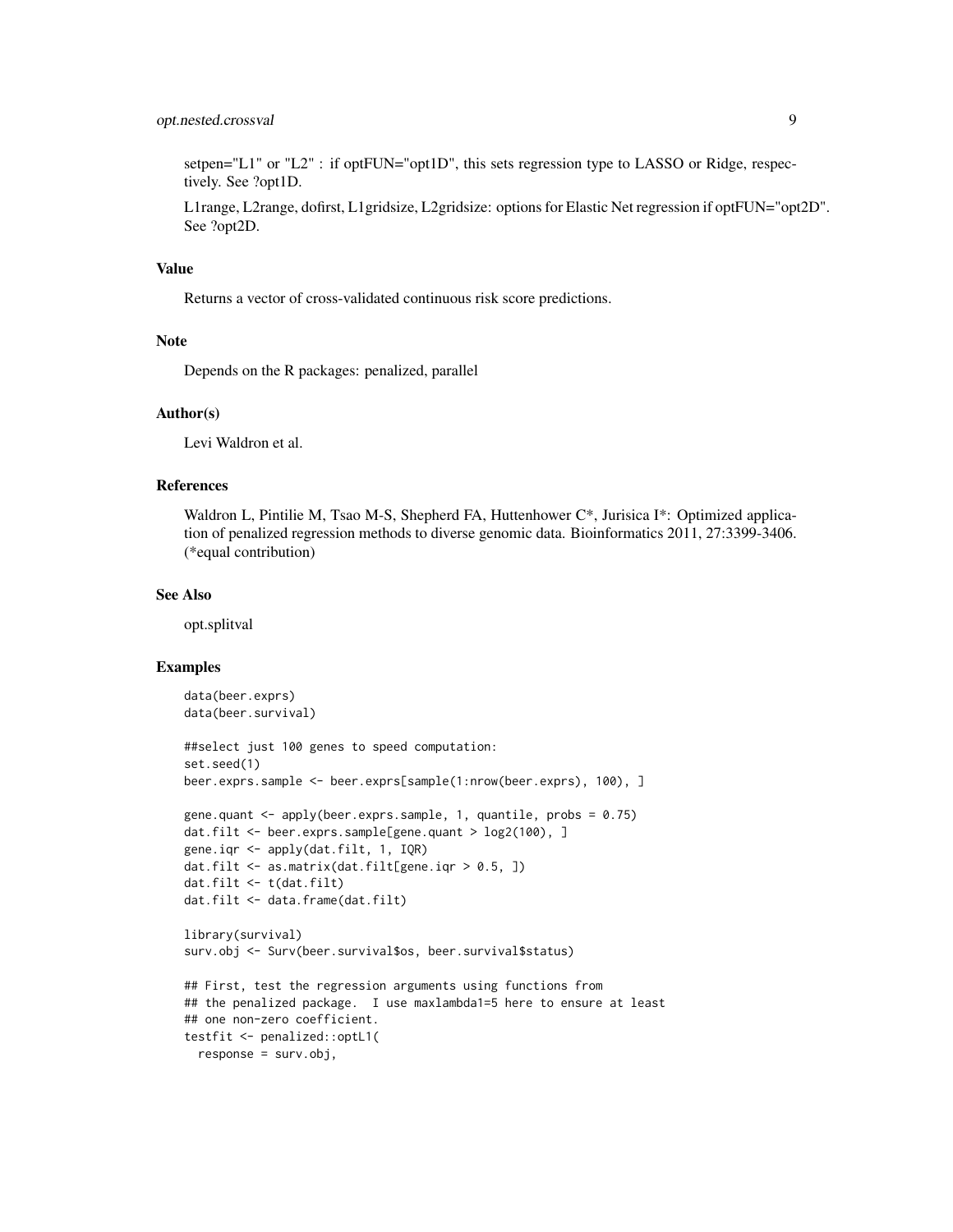setpen="L1" or "L2" : if optFUN="opt1D", this sets regression type to LASSO or Ridge, respectively. See ?opt1D.

L1range, L2range, dofirst, L1gridsize, L2gridsize: options for Elastic Net regression if optFUN="opt2D". See ?opt2D.

### Value

Returns a vector of cross-validated continuous risk score predictions.

### Note

Depends on the R packages: penalized, parallel

### Author(s)

Levi Waldron et al.

### References

Waldron L, Pintilie M, Tsao M-S, Shepherd FA, Huttenhower C*, Jurisica I*: Optimized application of penalized regression methods to diverse genomic data. Bioinformatics 2011, 27:3399-3406. (*equal contribution)

### See Also

opt.splitval

### Examples

```
data(beer.exprs)
data(beer.survival)

##select just 100 genes to speed computation:
set.seed(1)
beer.exprs.sample <- beer.exprs[sample(1:nrow(beer.exprs), 100), ]

gene.quant <- apply(beer.exprs.sample, 1, quantile, probs = 0.75)
dat.filt <- beer.exprs.sample[gene.quant > log2(100), ]
gene.iqr <- apply(dat.filt, 1, IQR)
dat.filt <- as.matrix(dat.filt[gene.iqr > 0.5, ])
dat.filt <- t(dat.filt)
dat.filt <- data.frame(dat.filt)

library(survival)
surv.obj <- Surv(beer.survival$os, beer.survival$status)

## First, test the regression arguments using functions from
## the penalized package.  I use maxlambda1=5 here to ensure at least
## one non-zero coefficient.
testfit <- penalized::optL1(
  response = surv.obj,
```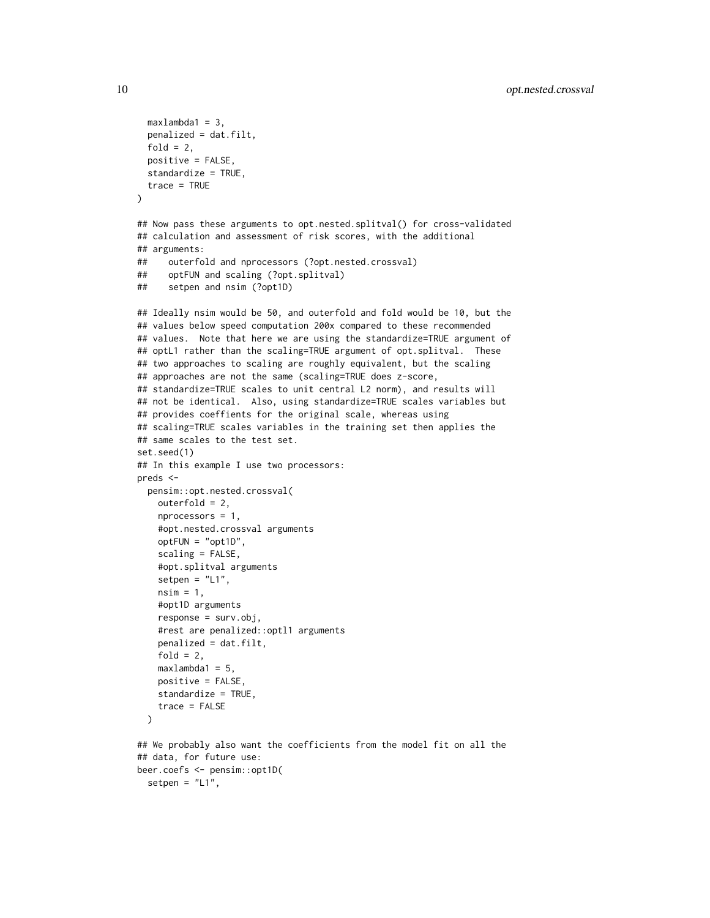```
  maxlambda1 = 3,
  penalized = dat.filt,
  fold = 2,
  positive = FALSE,
  standardize = TRUE,
  trace = TRUE
)

## Now pass these arguments to opt.nested.splitval() for cross-validated
## calculation and assessment of risk scores, with the additional
## arguments:
##    outerfold and nprocessors (?opt.nested.crossval)
##    optFUN and scaling (?opt.splitval)
##    setpen and nsim (?opt1D)

## Ideally nsim would be 50, and outerfold and fold would be 10, but the
## values below speed computation 200x compared to these recommended
## values.  Note that here we are using the standardize=TRUE argument of
## optL1 rather than the scaling=TRUE argument of opt.splitval.  These
## two approaches to scaling are roughly equivalent, but the scaling
## approaches are not the same (scaling=TRUE does z-score,
## standardize=TRUE scales to unit central L2 norm), and results will
## not be identical.  Also, using standardize=TRUE scales variables but
## provides coeffients for the original scale, whereas using
## scaling=TRUE scales variables in the training set then applies the
## same scales to the test set.
set.seed(1)
## In this example I use two processors:
preds <-
  pensim::opt.nested.crossval(
    outerfold = 2,
    nprocessors = 1,
    #opt.nested.crossval arguments
    optFUN = "opt1D",
    scaling = FALSE,
    #opt.splitval arguments
    setpen = "L1",
    nsim = 1,
    #opt1D arguments
    response = surv.obj,
    #rest are penalized::optl1 arguments
    penalized = dat.filt,
    fold = 2,
    maxlambda1 = 5,
    positive = FALSE,
    standardize = TRUE,
    trace = FALSE
  )

## We probably also want the coefficients from the model fit on all the
## data, for future use:
beer.coefs <- pensim::opt1D(
  setpen = "L1",
```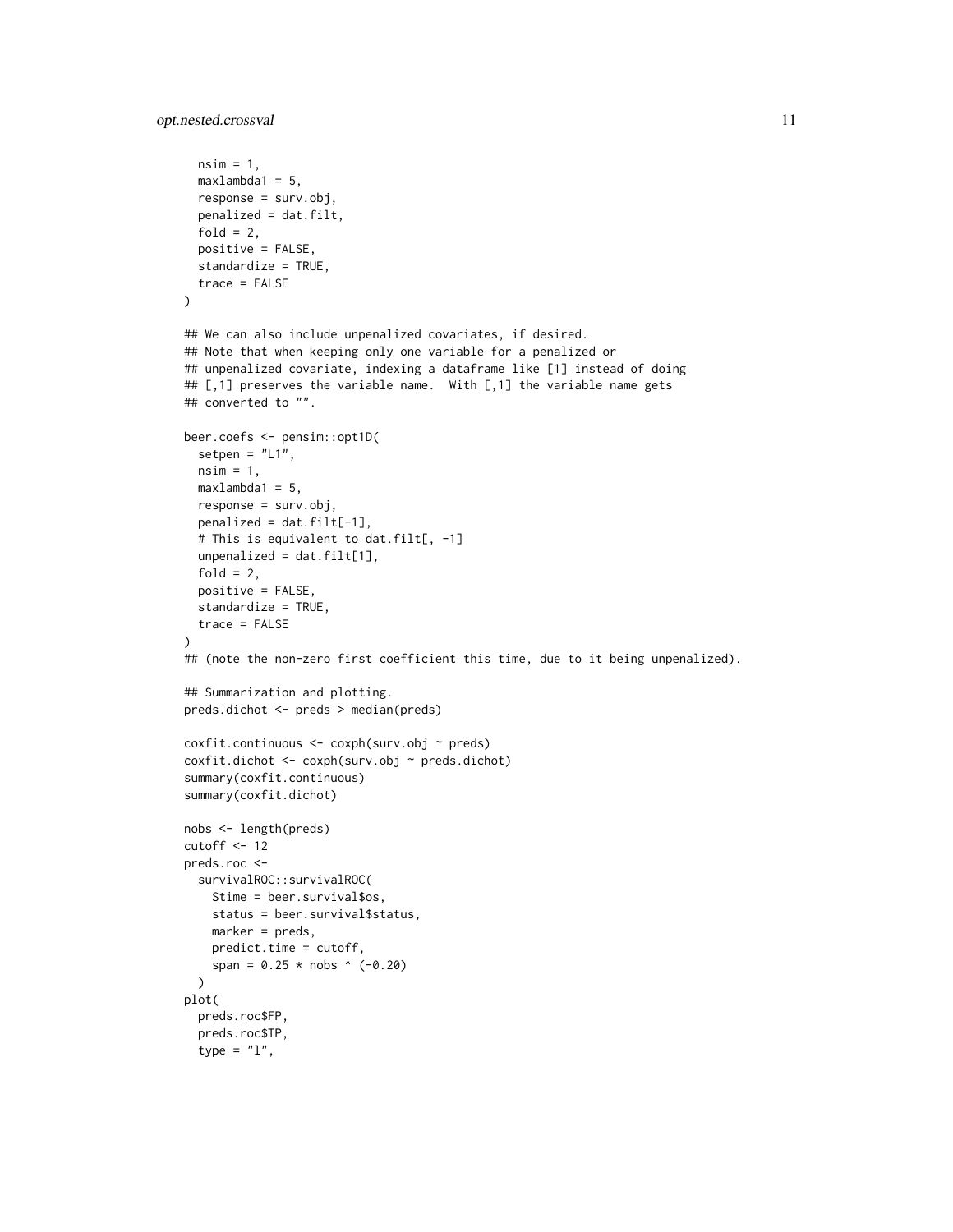```
  nsim = 1,
  maxlambda1 = 5,
  response = surv.obj,
  penalized = dat.filt,
  fold = 2,
  positive = FALSE,
  standardize = TRUE,
  trace = FALSE
)

## We can also include unpenalized covariates, if desired.
## Note that when keeping only one variable for a penalized or
## unpenalized covariate, indexing a dataframe like [1] instead of doing
## [,1] preserves the variable name.  With [,1] the variable name gets
## converted to "".

beer.coefs <- pensim::opt1D(
  setpen = "L1",
  nsim = 1,
  maxlambda1 = 5,
  response = surv.obj,
  penalized = dat.filt[-1],
  # This is equivalent to dat.filt[, -1]
  unpenalized = dat.filt[1],
  fold = 2,
  positive = FALSE,
  standardize = TRUE,
  trace = FALSE
)
## (note the non-zero first coefficient this time, due to it being unpenalized).

## Summarization and plotting.
preds.dichot <- preds > median(preds)

coxfit.continuous <- coxph(surv.obj ~ preds)
coxfit.dichot <- coxph(surv.obj ~ preds.dichot)
summary(coxfit.continuous)
summary(coxfit.dichot)

nobs <- length(preds)
cutoff <- 12
preds.roc <-
  survivalROC::survivalROC(
    Stime = beer.survival$os,
    status = beer.survival$status,
    marker = preds,
    predict.time = cutoff,
    span = 0.25 * nobs ^ (-0.20)
  )
plot(
  preds.roc$FP,
  preds.roc$TP,
  type = "l",
```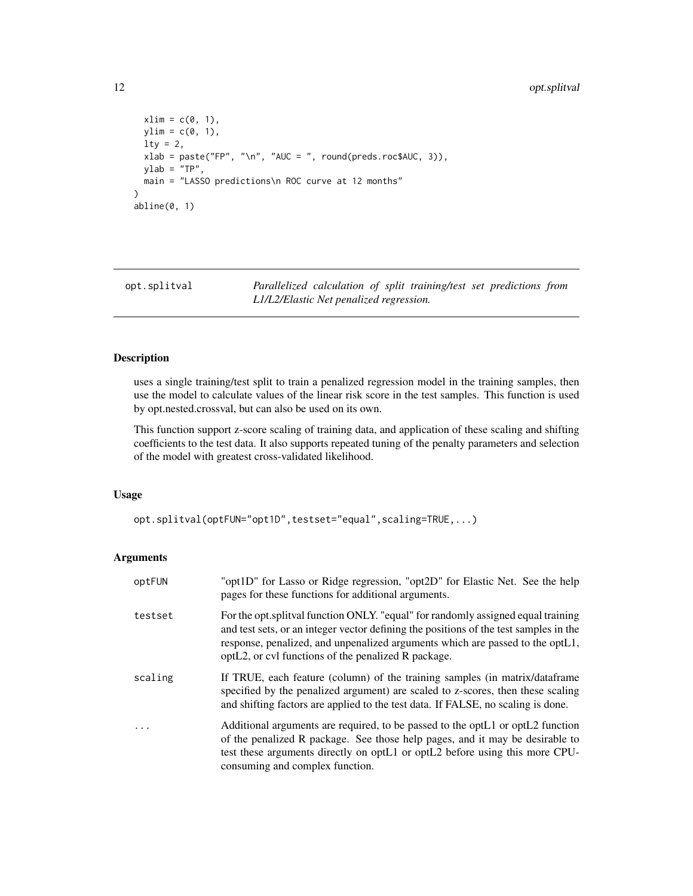```
  xlim = c(0, 1),
  ylim = c(0, 1),
  lty = 2,
  xlab = paste("FP", "\n", "AUC = ", round(preds.roc$AUC, 3)),
  ylab = "TP",
  main = "LASSO predictions\n ROC curve at 12 months"
)
abline(0, 1)
```

---

## opt.splitval — *Parallelized calculation of split training/test set predictions from L1/L2/Elastic Net penalized regression.*

---

### Description

uses a single training/test split to train a penalized regression model in the training samples, then use the model to calculate values of the linear risk score in the test samples. This function is used by opt.nested.crossval, but can also be used on its own.

This function support z-score scaling of training data, and application of these scaling and shifting coefficients to the test data. It also supports repeated tuning of the penalty parameters and selection of the model with greatest cross-validated likelihood.

### Usage

```
opt.splitval(optFUN="opt1D",testset="equal",scaling=TRUE,...)
```

### Arguments

| | |
|---|---|
| optFUN | "opt1D" for Lasso or Ridge regression, "opt2D" for Elastic Net. See the help pages for these functions for additional arguments. |
| testset | For the opt.splitval function ONLY. "equal" for randomly assigned equal training and test sets, or an integer vector defining the positions of the test samples in the response, penalized, and unpenalized arguments which are passed to the optL1, optL2, or cvl functions of the penalized R package. |
| scaling | If TRUE, each feature (column) of the training samples (in matrix/dataframe specified by the penalized argument) are scaled to z-scores, then these scaling and shifting factors are applied to the test data. If FALSE, no scaling is done. |
| ... | Additional arguments are required, to be passed to the optL1 or optL2 function of the penalized R package. See those help pages, and it may be desirable to test these arguments directly on optL1 or optL2 before using this more CPU-consuming and complex function. |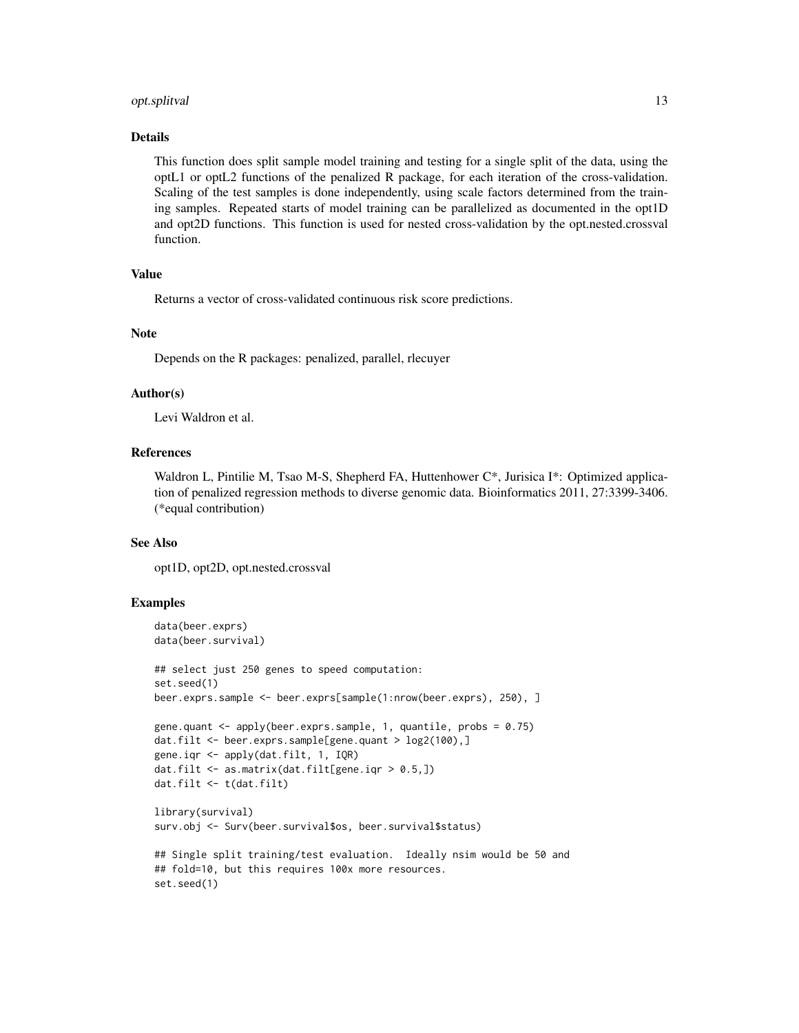### Details

This function does split sample model training and testing for a single split of the data, using the optL1 or optL2 functions of the penalized R package, for each iteration of the cross-validation. Scaling of the test samples is done independently, using scale factors determined from the training samples. Repeated starts of model training can be parallelized as documented in the opt1D and opt2D functions. This function is used for nested cross-validation by the opt.nested.crossval function.

### Value

Returns a vector of cross-validated continuous risk score predictions.

### Note

Depends on the R packages: penalized, parallel, rlecuyer

### Author(s)

Levi Waldron et al.

### References

Waldron L, Pintilie M, Tsao M-S, Shepherd FA, Huttenhower C*, Jurisica I*: Optimized application of penalized regression methods to diverse genomic data. Bioinformatics 2011, 27:3399-3406. (*equal contribution)

### See Also

opt1D, opt2D, opt.nested.crossval

### Examples

```
data(beer.exprs)
data(beer.survival)

## select just 250 genes to speed computation:
set.seed(1)
beer.exprs.sample <- beer.exprs[sample(1:nrow(beer.exprs), 250), ]

gene.quant <- apply(beer.exprs.sample, 1, quantile, probs = 0.75)
dat.filt <- beer.exprs.sample[gene.quant > log2(100),]
gene.iqr <- apply(dat.filt, 1, IQR)
dat.filt <- as.matrix(dat.filt[gene.iqr > 0.5,])
dat.filt <- t(dat.filt)

library(survival)
surv.obj <- Surv(beer.survival$os, beer.survival$status)

## Single split training/test evaluation.  Ideally nsim would be 50 and
## fold=10, but this requires 100x more resources.
set.seed(1)
```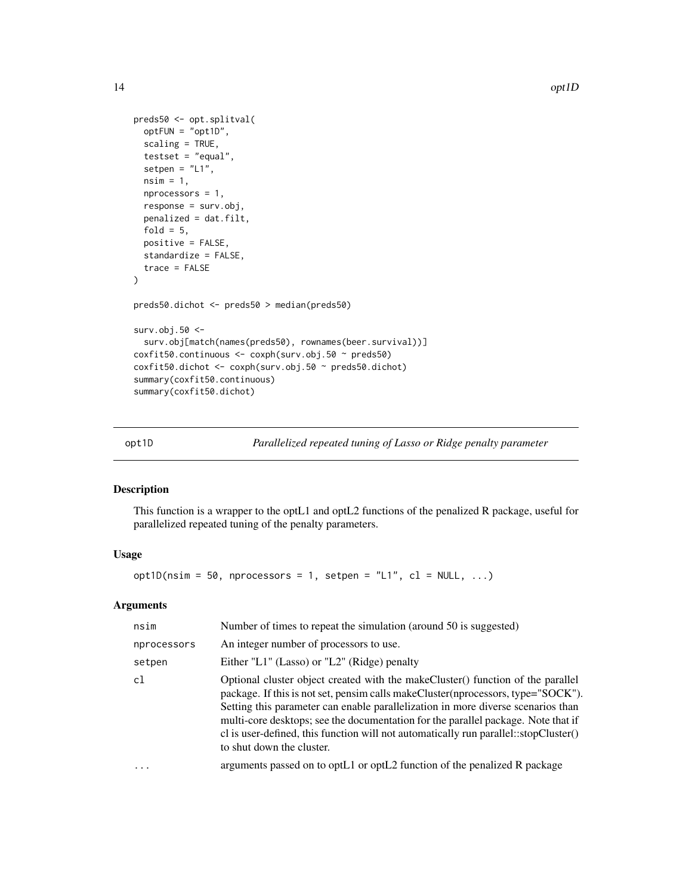```
preds50 <- opt.splitval(
  optFUN = "opt1D",
  scaling = TRUE,
  testset = "equal",
  setpen = "L1",
  nsim = 1,
  nprocessors = 1,
  response = surv.obj,
  penalized = dat.filt,
  fold = 5,
  positive = FALSE,
  standardize = FALSE,
  trace = FALSE
)

preds50.dichot <- preds50 > median(preds50)

surv.obj.50 <-
  surv.obj[match(names(preds50), rownames(beer.survival))]
coxfit50.continuous <- coxph(surv.obj.50 ~ preds50)
coxfit50.dichot <- coxph(surv.obj.50 ~ preds50.dichot)
summary(coxfit50.continuous)
summary(coxfit50.dichot)
```

## opt1D — *Parallelized repeated tuning of Lasso or Ridge penalty parameter*

### Description

This function is a wrapper to the optL1 and optL2 functions of the penalized R package, useful for parallelized repeated tuning of the penalty parameters.

### Usage

```
opt1D(nsim = 50, nprocessors = 1, setpen = "L1", cl = NULL, ...)
```

### Arguments

| | |
|---|---|
| `nsim` | Number of times to repeat the simulation (around 50 is suggested) |
| `nprocessors` | An integer number of processors to use. |
| `setpen` | Either "L1" (Lasso) or "L2" (Ridge) penalty |
| `cl` | Optional cluster object created with the makeCluster() function of the parallel package. If this is not set, pensim calls makeCluster(nprocessors, type="SOCK"). Setting this parameter can enable parallelization in more diverse scenarios than multi-core desktops; see the documentation for the parallel package. Note that if cl is user-defined, this function will not automatically run parallel::stopCluster() to shut down the cluster. |
| `...` | arguments passed on to optL1 or optL2 function of the penalized R package |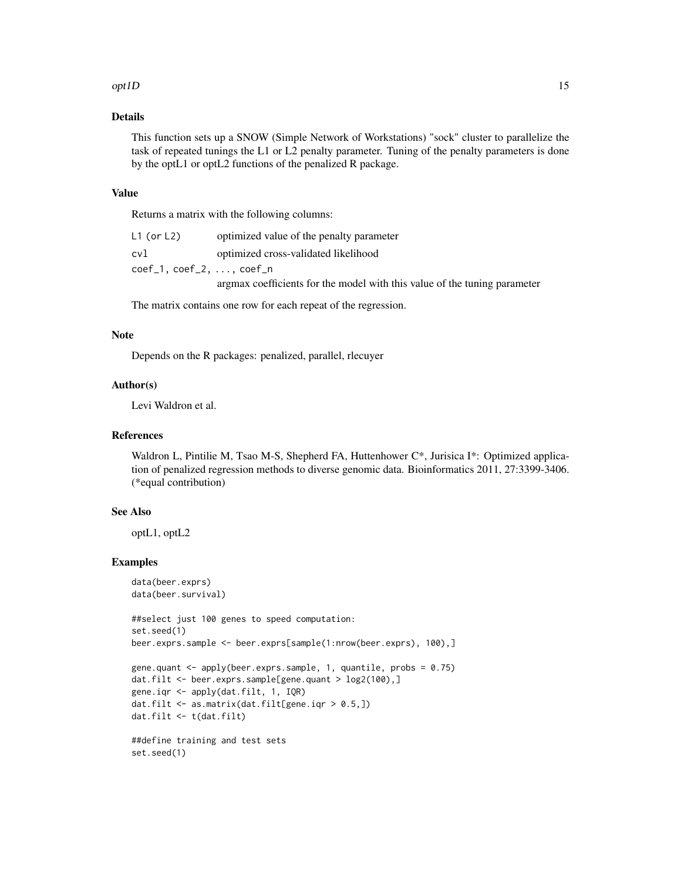## Details

This function sets up a SNOW (Simple Network of Workstations) "sock" cluster to parallelize the task of repeated tunings the L1 or L2 penalty parameter. Tuning of the penalty parameters is done by the optL1 or optL2 functions of the penalized R package.

## Value

Returns a matrix with the following columns:

| | |
|---|---|
| `L1` (or `L2`) | optimized value of the penalty parameter |
| `cvl` | optimized cross-validated likelihood |
| `coef_1, coef_2, ..., coef_n` | argmax coefficients for the model with this value of the tuning parameter |

The matrix contains one row for each repeat of the regression.

## Note

Depends on the R packages: penalized, parallel, rlecuyer

## Author(s)

Levi Waldron et al.

## References

Waldron L, Pintilie M, Tsao M-S, Shepherd FA, Huttenhower C*, Jurisica I*: Optimized application of penalized regression methods to diverse genomic data. Bioinformatics 2011, 27:3399-3406. (*equal contribution)

## See Also

optL1, optL2

## Examples

```
data(beer.exprs)
data(beer.survival)

##select just 100 genes to speed computation:
set.seed(1)
beer.exprs.sample <- beer.exprs[sample(1:nrow(beer.exprs), 100),]

gene.quant <- apply(beer.exprs.sample, 1, quantile, probs = 0.75)
dat.filt <- beer.exprs.sample[gene.quant > log2(100),]
gene.iqr <- apply(dat.filt, 1, IQR)
dat.filt <- as.matrix(dat.filt[gene.iqr > 0.5,])
dat.filt <- t(dat.filt)

##define training and test sets
set.seed(1)
```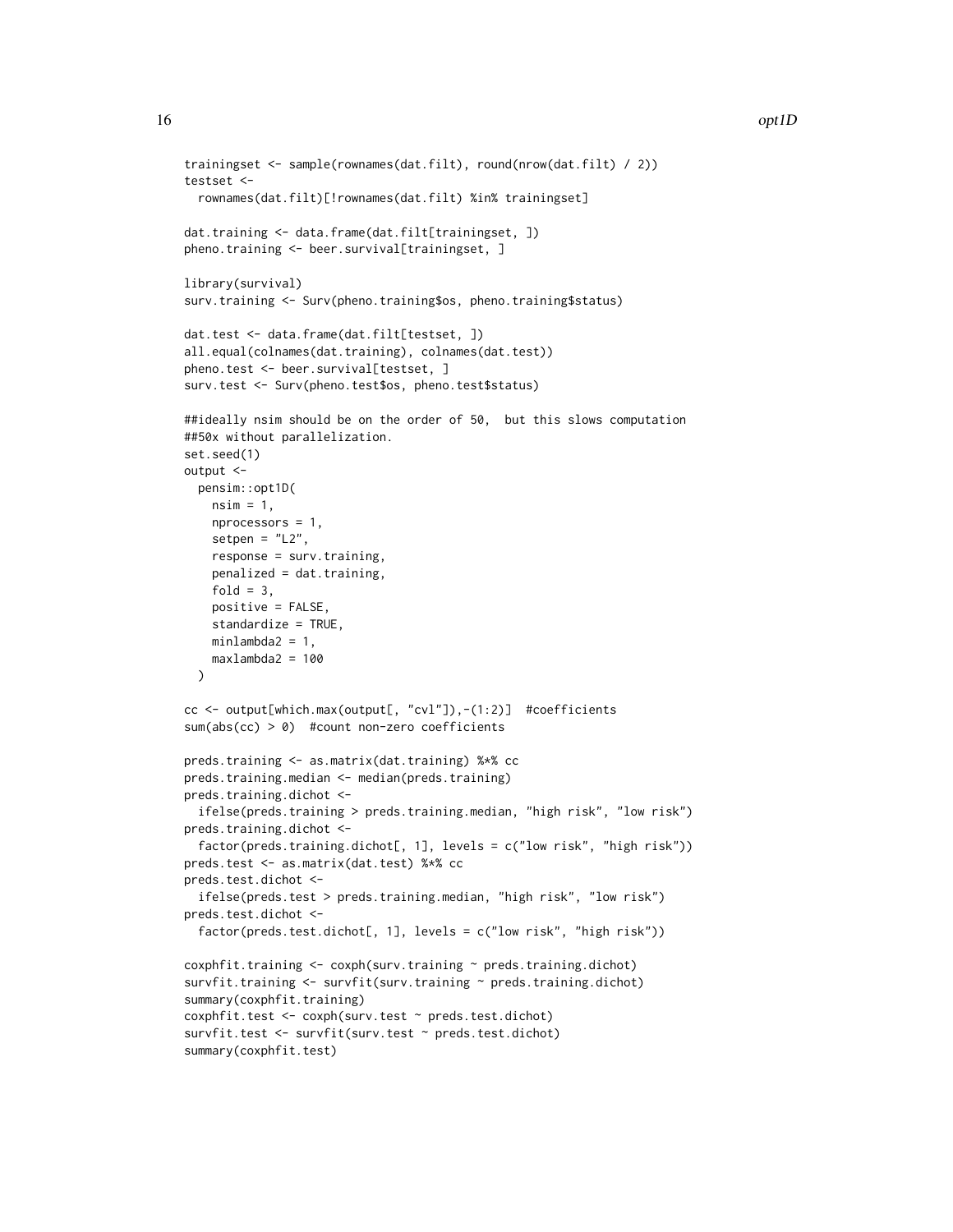```
trainingset <- sample(rownames(dat.filt), round(nrow(dat.filt) / 2))
testset <-
  rownames(dat.filt)[!rownames(dat.filt) %in% trainingset]

dat.training <- data.frame(dat.filt[trainingset, ])
pheno.training <- beer.survival[trainingset, ]

library(survival)
surv.training <- Surv(pheno.training$os, pheno.training$status)

dat.test <- data.frame(dat.filt[testset, ])
all.equal(colnames(dat.training), colnames(dat.test))
pheno.test <- beer.survival[testset, ]
surv.test <- Surv(pheno.test$os, pheno.test$status)

##ideally nsim should be on the order of 50,  but this slows computation
##50x without parallelization.
set.seed(1)
output <-
  pensim::opt1D(
    nsim = 1,
    nprocessors = 1,
    setpen = "L2",
    response = surv.training,
    penalized = dat.training,
    fold = 3,
    positive = FALSE,
    standardize = TRUE,
    minlambda2 = 1,
    maxlambda2 = 100
  )

cc <- output[which.max(output[, "cvl"]),-(1:2)]  #coefficients
sum(abs(cc) > 0)  #count non-zero coefficients

preds.training <- as.matrix(dat.training) %*% cc
preds.training.median <- median(preds.training)
preds.training.dichot <-
  ifelse(preds.training > preds.training.median, "high risk", "low risk")
preds.training.dichot <-
  factor(preds.training.dichot[, 1], levels = c("low risk", "high risk"))
preds.test <- as.matrix(dat.test) %*% cc
preds.test.dichot <-
  ifelse(preds.test > preds.training.median, "high risk", "low risk")
preds.test.dichot <-
  factor(preds.test.dichot[, 1], levels = c("low risk", "high risk"))

coxphfit.training <- coxph(surv.training ~ preds.training.dichot)
survfit.training <- survfit(surv.training ~ preds.training.dichot)
summary(coxphfit.training)
coxphfit.test <- coxph(surv.test ~ preds.test.dichot)
survfit.test <- survfit(surv.test ~ preds.test.dichot)
summary(coxphfit.test)
```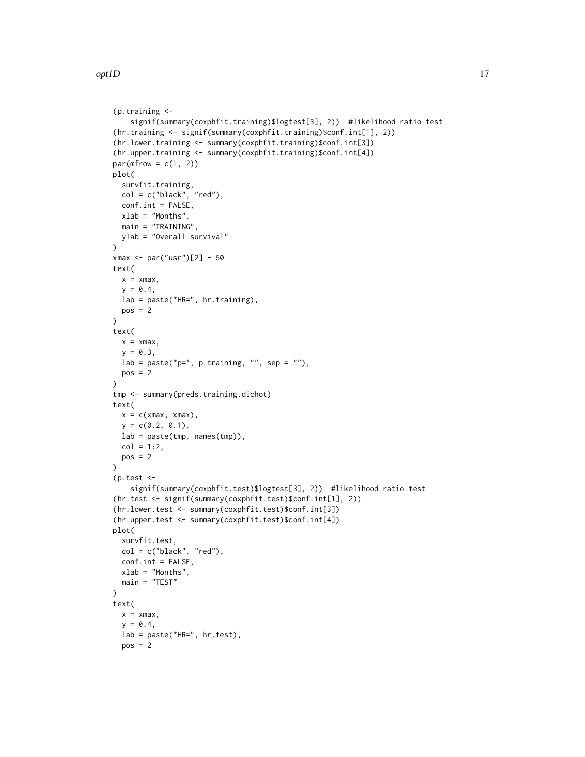```
(p.training <-
    signif(summary(coxphfit.training)$logtest[3], 2))  #likelihood ratio test
(hr.training <- signif(summary(coxphfit.training)$conf.int[1], 2))
(hr.lower.training <- summary(coxphfit.training)$conf.int[3])
(hr.upper.training <- summary(coxphfit.training)$conf.int[4])
par(mfrow = c(1, 2))
plot(
  survfit.training,
  col = c("black", "red"),
  conf.int = FALSE,
  xlab = "Months",
  main = "TRAINING",
  ylab = "Overall survival"
)
xmax <- par("usr")[2] - 50
text(
  x = xmax,
  y = 0.4,
  lab = paste("HR=", hr.training),
  pos = 2
)
text(
  x = xmax,
  y = 0.3,
  lab = paste("p=", p.training, "", sep = ""),
  pos = 2
)
tmp <- summary(preds.training.dichot)
text(
  x = c(xmax, xmax),
  y = c(0.2, 0.1),
  lab = paste(tmp, names(tmp)),
  col = 1:2,
  pos = 2
)
(p.test <-
    signif(summary(coxphfit.test)$logtest[3], 2))  #likelihood ratio test
(hr.test <- signif(summary(coxphfit.test)$conf.int[1], 2))
(hr.lower.test <- summary(coxphfit.test)$conf.int[3])
(hr.upper.test <- summary(coxphfit.test)$conf.int[4])
plot(
  survfit.test,
  col = c("black", "red"),
  conf.int = FALSE,
  xlab = "Months",
  main = "TEST"
)
text(
  x = xmax,
  y = 0.4,
  lab = paste("HR=", hr.test),
  pos = 2
```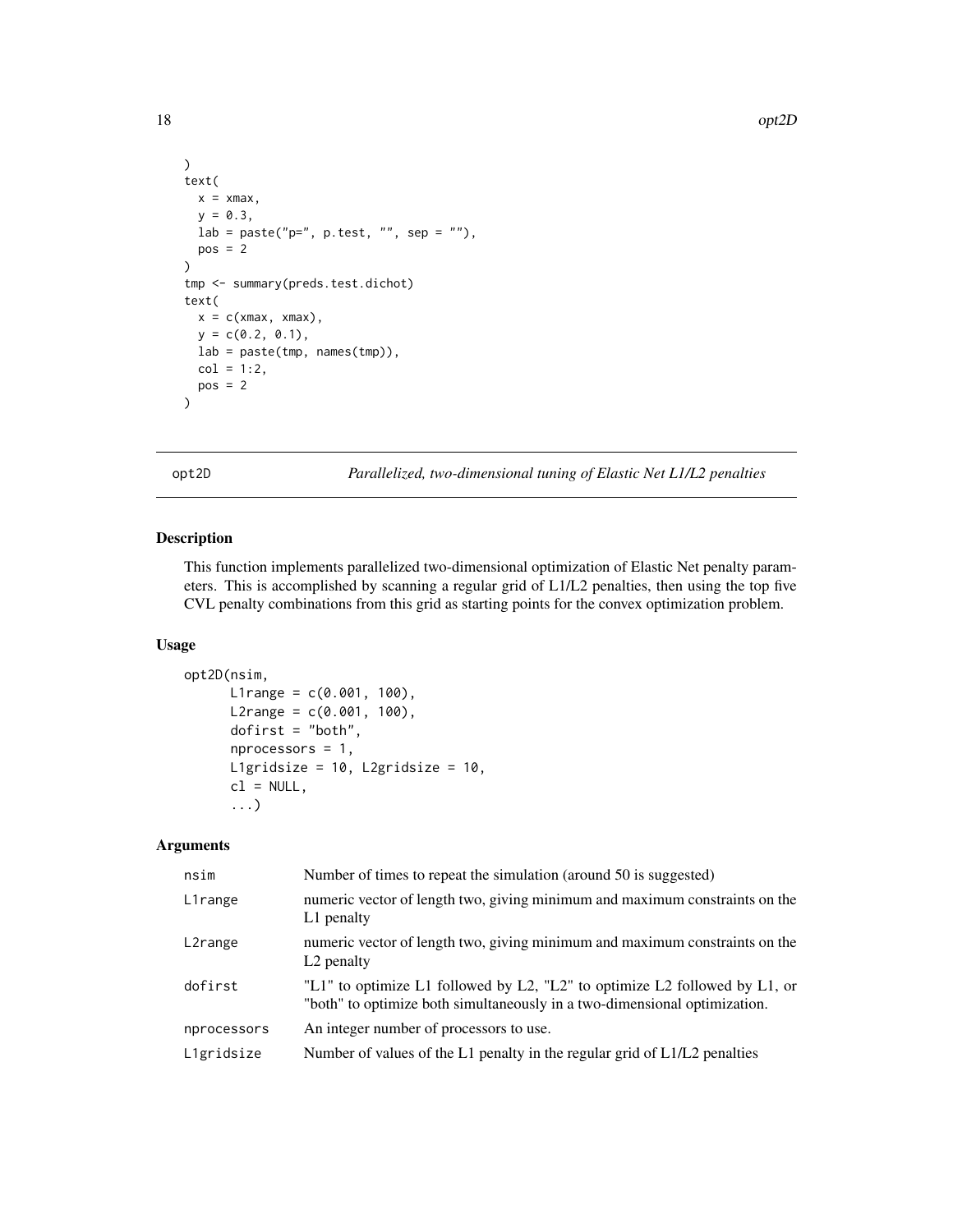```
)
text(
  x = xmax,
  y = 0.3,
  lab = paste("p=", p.test, "", sep = ""),
  pos = 2
)
tmp <- summary(preds.test.dichot)
text(
  x = c(xmax, xmax),
  y = c(0.2, 0.1),
  lab = paste(tmp, names(tmp)),
  col = 1:2,
  pos = 2
)
```

## opt2D — *Parallelized, two-dimensional tuning of Elastic Net L1/L2 penalties*

### Description

This function implements parallelized two-dimensional optimization of Elastic Net penalty parameters. This is accomplished by scanning a regular grid of L1/L2 penalties, then using the top five CVL penalty combinations from this grid as starting points for the convex optimization problem.

### Usage

```
opt2D(nsim,
      L1range = c(0.001, 100),
      L2range = c(0.001, 100),
      dofirst = "both",
      nprocessors = 1,
      L1gridsize = 10, L2gridsize = 10,
      cl = NULL,
      ...)
```

### Arguments

| | |
|---|---|
| `nsim` | Number of times to repeat the simulation (around 50 is suggested) |
| `L1range` | numeric vector of length two, giving minimum and maximum constraints on the L1 penalty |
| `L2range` | numeric vector of length two, giving minimum and maximum constraints on the L2 penalty |
| `dofirst` | "L1" to optimize L1 followed by L2, "L2" to optimize L2 followed by L1, or "both" to optimize both simultaneously in a two-dimensional optimization. |
| `nprocessors` | An integer number of processors to use. |
| `L1gridsize` | Number of values of the L1 penalty in the regular grid of L1/L2 penalties |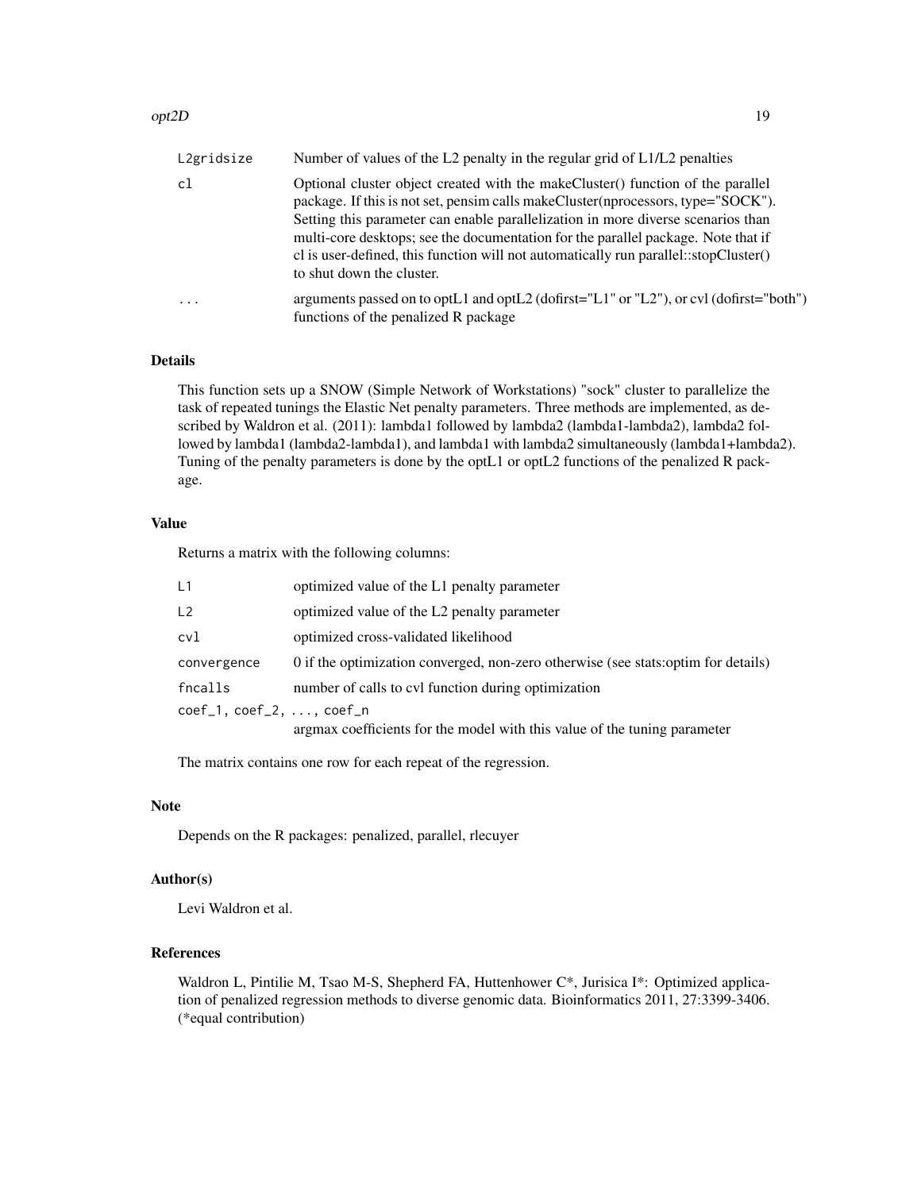| | |
|---|---|
| L2gridsize | Number of values of the L2 penalty in the regular grid of L1/L2 penalties |
| cl | Optional cluster object created with the makeCluster() function of the parallel package. If this is not set, pensim calls makeCluster(nprocessors, type="SOCK"). Setting this parameter can enable parallelization in more diverse scenarios than multi-core desktops; see the documentation for the parallel package. Note that if cl is user-defined, this function will not automatically run parallel::stopCluster() to shut down the cluster. |
| ... | arguments passed on to optL1 and optL2 (dofirst="L1" or "L2"), or cvl (dofirst="both") functions of the penalized R package |

### Details

This function sets up a SNOW (Simple Network of Workstations) "sock" cluster to parallelize the task of repeated tunings the Elastic Net penalty parameters. Three methods are implemented, as described by Waldron et al. (2011): lambda1 followed by lambda2 (lambda1-lambda2), lambda2 followed by lambda1 (lambda2-lambda1), and lambda1 with lambda2 simultaneously (lambda1+lambda2). Tuning of the penalty parameters is done by the optL1 or optL2 functions of the penalized R package.

### Value

Returns a matrix with the following columns:

| | |
|---|---|
| L1 | optimized value of the L1 penalty parameter |
| L2 | optimized value of the L2 penalty parameter |
| cvl | optimized cross-validated likelihood |
| convergence | 0 if the optimization converged, non-zero otherwise (see stats:optim for details) |
| fncalls | number of calls to cvl function during optimization |
| coef_1, coef_2, ..., coef_n | argmax coefficients for the model with this value of the tuning parameter |

The matrix contains one row for each repeat of the regression.

### Note

Depends on the R packages: penalized, parallel, rlecuyer

### Author(s)

Levi Waldron et al.

### References

Waldron L, Pintilie M, Tsao M-S, Shepherd FA, Huttenhower C*, Jurisica I*: Optimized application of penalized regression methods to diverse genomic data. Bioinformatics 2011, 27:3399-3406. (*equal contribution)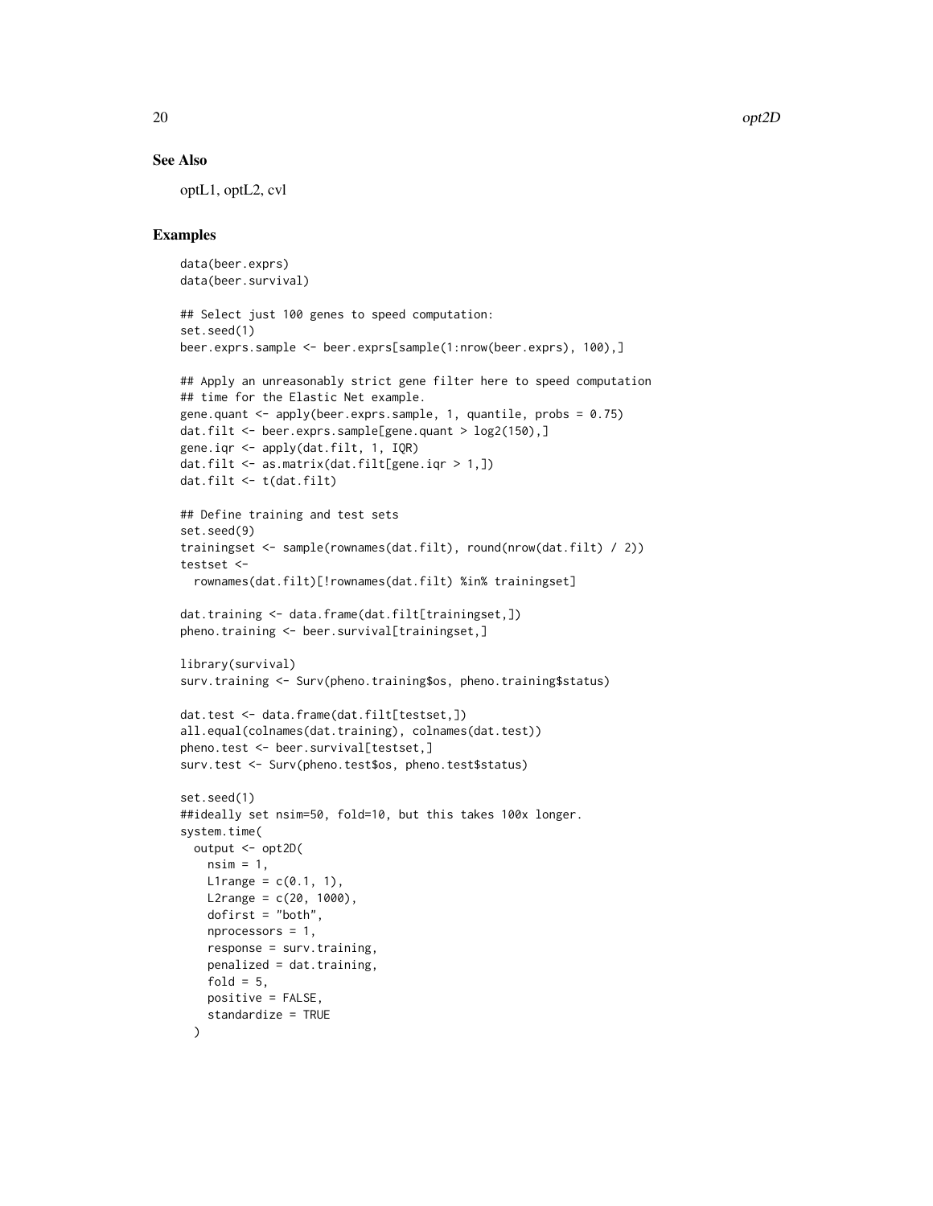## See Also

optL1, optL2, cvl

## Examples

```
data(beer.exprs)
data(beer.survival)

## Select just 100 genes to speed computation:
set.seed(1)
beer.exprs.sample <- beer.exprs[sample(1:nrow(beer.exprs), 100),]

## Apply an unreasonably strict gene filter here to speed computation
## time for the Elastic Net example.
gene.quant <- apply(beer.exprs.sample, 1, quantile, probs = 0.75)
dat.filt <- beer.exprs.sample[gene.quant > log2(150),]
gene.iqr <- apply(dat.filt, 1, IQR)
dat.filt <- as.matrix(dat.filt[gene.iqr > 1,])
dat.filt <- t(dat.filt)

## Define training and test sets
set.seed(9)
trainingset <- sample(rownames(dat.filt), round(nrow(dat.filt) / 2))
testset <-
  rownames(dat.filt)[!rownames(dat.filt) %in% trainingset]

dat.training <- data.frame(dat.filt[trainingset,])
pheno.training <- beer.survival[trainingset,]

library(survival)
surv.training <- Surv(pheno.training$os, pheno.training$status)

dat.test <- data.frame(dat.filt[testset,])
all.equal(colnames(dat.training), colnames(dat.test))
pheno.test <- beer.survival[testset,]
surv.test <- Surv(pheno.test$os, pheno.test$status)

set.seed(1)
##ideally set nsim=50, fold=10, but this takes 100x longer.
system.time(
  output <- opt2D(
    nsim = 1,
    L1range = c(0.1, 1),
    L2range = c(20, 1000),
    dofirst = "both",
    nprocessors = 1,
    response = surv.training,
    penalized = dat.training,
    fold = 5,
    positive = FALSE,
    standardize = TRUE
  )
```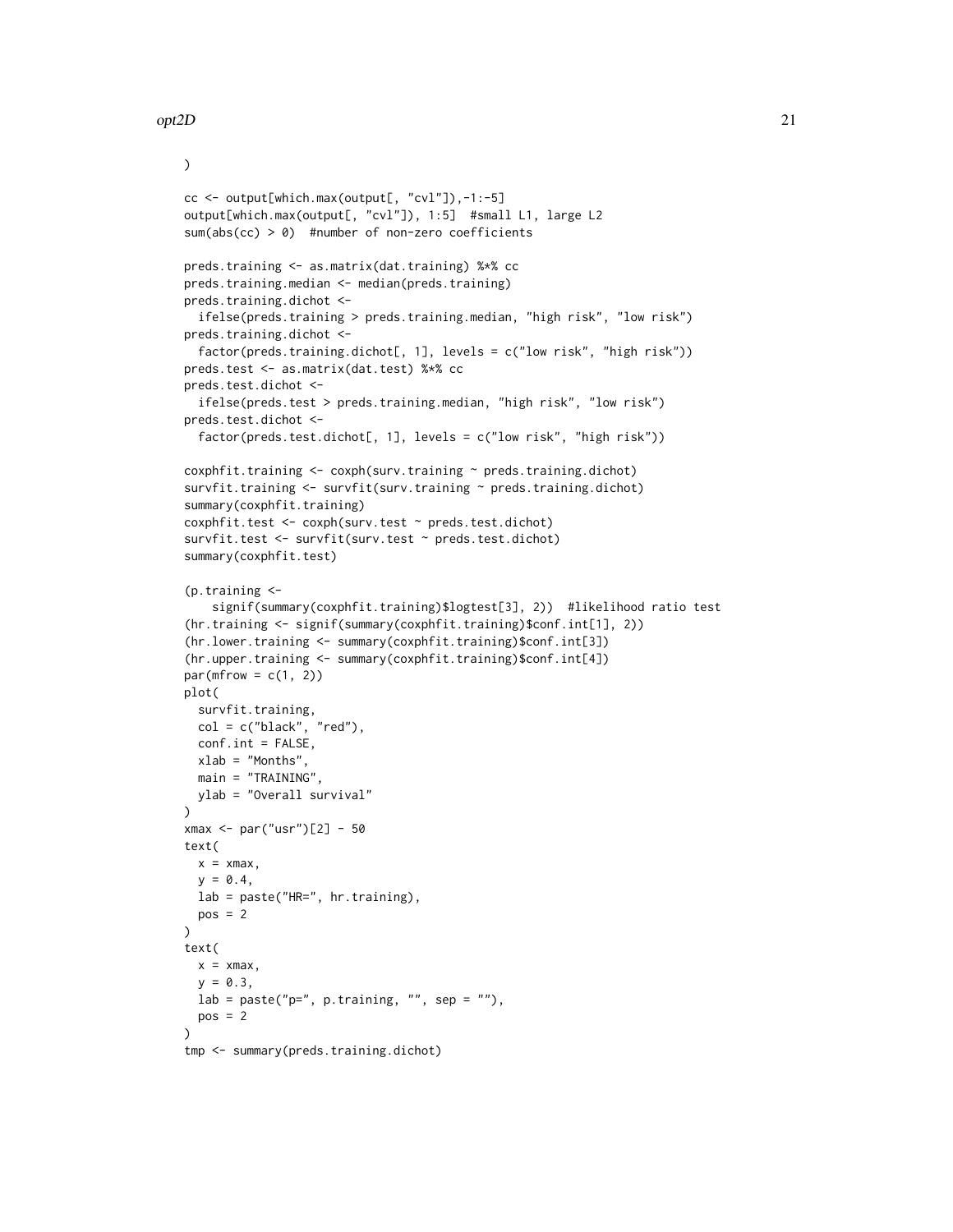```
)

cc <- output[which.max(output[, "cvl"]),-1:-5]
output[which.max(output[, "cvl"]), 1:5]  #small L1, large L2
sum(abs(cc) > 0)  #number of non-zero coefficients

preds.training <- as.matrix(dat.training) %*% cc
preds.training.median <- median(preds.training)
preds.training.dichot <-
  ifelse(preds.training > preds.training.median, "high risk", "low risk")
preds.training.dichot <-
  factor(preds.training.dichot[, 1], levels = c("low risk", "high risk"))
preds.test <- as.matrix(dat.test) %*% cc
preds.test.dichot <-
  ifelse(preds.test > preds.training.median, "high risk", "low risk")
preds.test.dichot <-
  factor(preds.test.dichot[, 1], levels = c("low risk", "high risk"))

coxphfit.training <- coxph(surv.training ~ preds.training.dichot)
survfit.training <- survfit(surv.training ~ preds.training.dichot)
summary(coxphfit.training)
coxphfit.test <- coxph(surv.test ~ preds.test.dichot)
survfit.test <- survfit(surv.test ~ preds.test.dichot)
summary(coxphfit.test)

(p.training <-
    signif(summary(coxphfit.training)$logtest[3], 2))  #likelihood ratio test
(hr.training <- signif(summary(coxphfit.training)$conf.int[1], 2))
(hr.lower.training <- summary(coxphfit.training)$conf.int[3])
(hr.upper.training <- summary(coxphfit.training)$conf.int[4])
par(mfrow = c(1, 2))
plot(
  survfit.training,
  col = c("black", "red"),
  conf.int = FALSE,
  xlab = "Months",
  main = "TRAINING",
  ylab = "Overall survival"
)
xmax <- par("usr")[2] - 50
text(
  x = xmax,
  y = 0.4,
  lab = paste("HR=", hr.training),
  pos = 2
)
text(
  x = xmax,
  y = 0.3,
  lab = paste("p=", p.training, "", sep = ""),
  pos = 2
)
tmp <- summary(preds.training.dichot)
```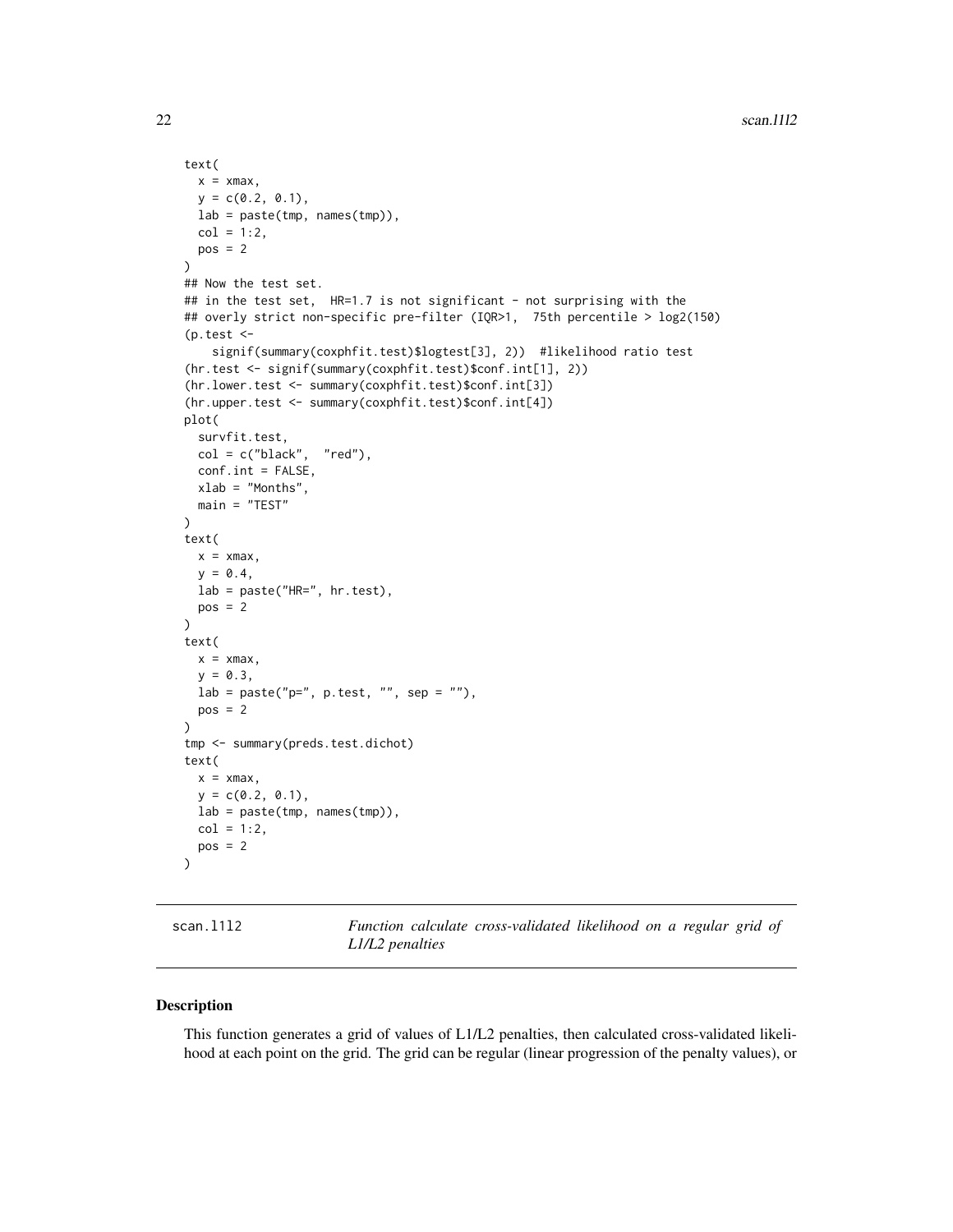```
text(
  x = xmax,
  y = c(0.2, 0.1),
  lab = paste(tmp, names(tmp)),
  col = 1:2,
  pos = 2
)
## Now the test set.
## in the test set,  HR=1.7 is not significant - not surprising with the
## overly strict non-specific pre-filter (IQR>1,  75th percentile > log2(150)
(p.test <-
    signif(summary(coxphfit.test)$logtest[3], 2))  #likelihood ratio test
(hr.test <- signif(summary(coxphfit.test)$conf.int[1], 2))
(hr.lower.test <- summary(coxphfit.test)$conf.int[3])
(hr.upper.test <- summary(coxphfit.test)$conf.int[4])
plot(
  survfit.test,
  col = c("black",  "red"),
  conf.int = FALSE,
  xlab = "Months",
  main = "TEST"
)
text(
  x = xmax,
  y = 0.4,
  lab = paste("HR=", hr.test),
  pos = 2
)
text(
  x = xmax,
  y = 0.3,
  lab = paste("p=", p.test, "", sep = ""),
  pos = 2
)
tmp <- summary(preds.test.dichot)
text(
  x = xmax,
  y = c(0.2, 0.1),
  lab = paste(tmp, names(tmp)),
  col = 1:2,
  pos = 2
)
```

## scan.l1l2 — *Function calculate cross-validated likelihood on a regular grid of L1/L2 penalties*

### Description

This function generates a grid of values of L1/L2 penalties, then calculated cross-validated likelihood at each point on the grid. The grid can be regular (linear progression of the penalty values), or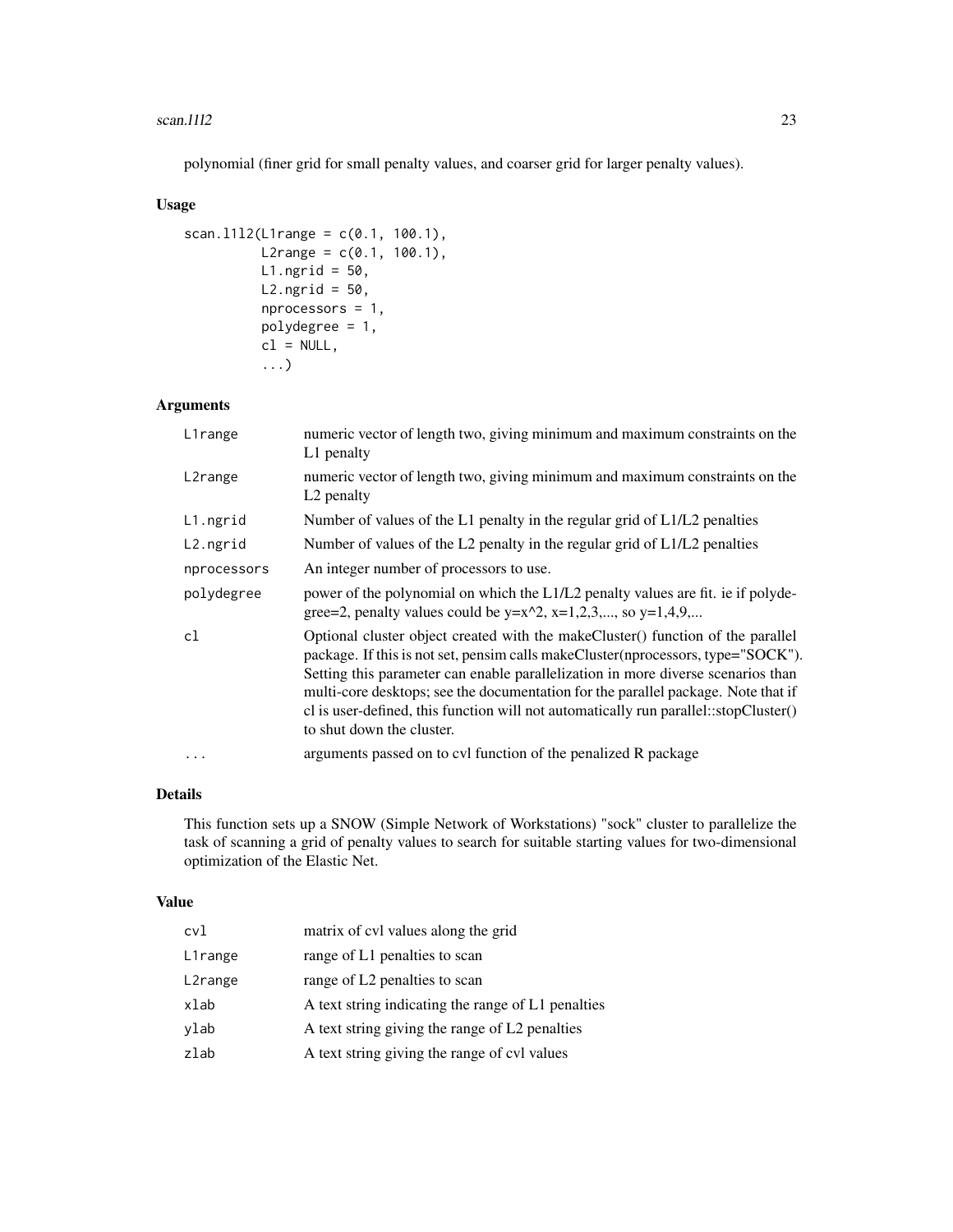polynomial (finer grid for small penalty values, and coarser grid for larger penalty values).

### Usage

```
scan.l1l2(L1range = c(0.1, 100.1),
          L2range = c(0.1, 100.1),
          L1.ngrid = 50,
          L2.ngrid = 50,
          nprocessors = 1,
          polydegree = 1,
          cl = NULL,
          ...)
```

### Arguments

| | |
|---|---|
| L1range | numeric vector of length two, giving minimum and maximum constraints on the L1 penalty |
| L2range | numeric vector of length two, giving minimum and maximum constraints on the L2 penalty |
| L1.ngrid | Number of values of the L1 penalty in the regular grid of L1/L2 penalties |
| L2.ngrid | Number of values of the L2 penalty in the regular grid of L1/L2 penalties |
| nprocessors | An integer number of processors to use. |
| polydegree | power of the polynomial on which the L1/L2 penalty values are fit. ie if polydegree=2, penalty values could be y=x^2, x=1,2,3,..., so y=1,4,9,... |
| cl | Optional cluster object created with the makeCluster() function of the parallel package. If this is not set, pensim calls makeCluster(nprocessors, type="SOCK"). Setting this parameter can enable parallelization in more diverse scenarios than multi-core desktops; see the documentation for the parallel package. Note that if cl is user-defined, this function will not automatically run parallel::stopCluster() to shut down the cluster. |
| ... | arguments passed on to cvl function of the penalized R package |

### Details

This function sets up a SNOW (Simple Network of Workstations) "sock" cluster to parallelize the task of scanning a grid of penalty values to search for suitable starting values for two-dimensional optimization of the Elastic Net.

### Value

| | |
|---|---|
| cvl | matrix of cvl values along the grid |
| L1range | range of L1 penalties to scan |
| L2range | range of L2 penalties to scan |
| xlab | A text string indicating the range of L1 penalties |
| ylab | A text string giving the range of L2 penalties |
| zlab | A text string giving the range of cvl values |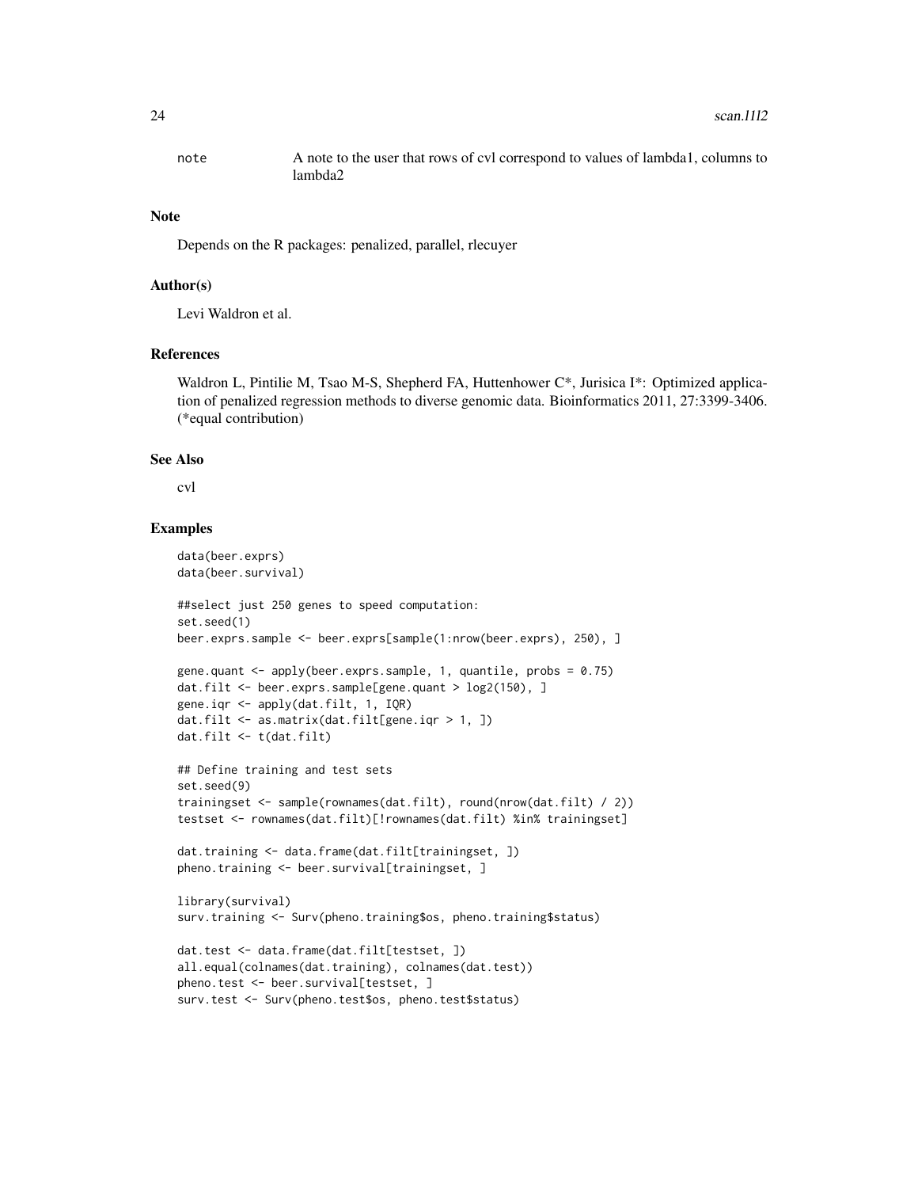note    A note to the user that rows of cvl correspond to values of lambda1, columns to lambda2

## Note

Depends on the R packages: penalized, parallel, rlecuyer

## Author(s)

Levi Waldron et al.

## References

Waldron L, Pintilie M, Tsao M-S, Shepherd FA, Huttenhower C*, Jurisica I*: Optimized application of penalized regression methods to diverse genomic data. Bioinformatics 2011, 27:3399-3406. (*equal contribution)

## See Also

cvl

## Examples

```
data(beer.exprs)
data(beer.survival)

##select just 250 genes to speed computation:
set.seed(1)
beer.exprs.sample <- beer.exprs[sample(1:nrow(beer.exprs), 250), ]

gene.quant <- apply(beer.exprs.sample, 1, quantile, probs = 0.75)
dat.filt <- beer.exprs.sample[gene.quant > log2(150), ]
gene.iqr <- apply(dat.filt, 1, IQR)
dat.filt <- as.matrix(dat.filt[gene.iqr > 1, ])
dat.filt <- t(dat.filt)

## Define training and test sets
set.seed(9)
trainingset <- sample(rownames(dat.filt), round(nrow(dat.filt) / 2))
testset <- rownames(dat.filt)[!rownames(dat.filt) %in% trainingset]

dat.training <- data.frame(dat.filt[trainingset, ])
pheno.training <- beer.survival[trainingset, ]

library(survival)
surv.training <- Surv(pheno.training$os, pheno.training$status)

dat.test <- data.frame(dat.filt[testset, ])
all.equal(colnames(dat.training), colnames(dat.test))
pheno.test <- beer.survival[testset, ]
surv.test <- Surv(pheno.test$os, pheno.test$status)
```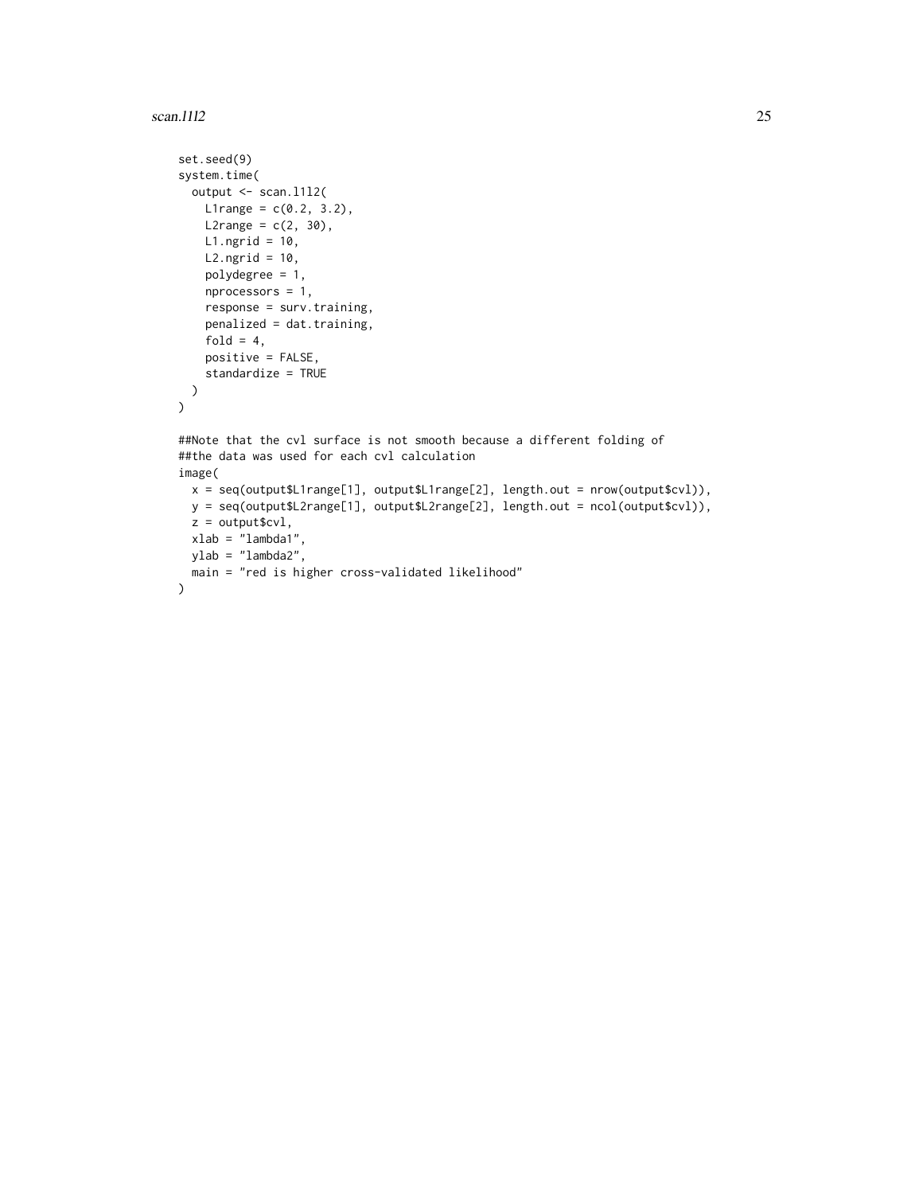```
set.seed(9)
system.time(
  output <- scan.l1l2(
    L1range = c(0.2, 3.2),
    L2range = c(2, 30),
    L1.ngrid = 10,
    L2.ngrid = 10,
    polydegree = 1,
    nprocessors = 1,
    response = surv.training,
    penalized = dat.training,
    fold = 4,
    positive = FALSE,
    standardize = TRUE
  )
)

##Note that the cvl surface is not smooth because a different folding of
##the data was used for each cvl calculation
image(
  x = seq(output$L1range[1], output$L1range[2], length.out = nrow(output$cvl)),
  y = seq(output$L2range[1], output$L2range[2], length.out = ncol(output$cvl)),
  z = output$cvl,
  xlab = "lambda1",
  ylab = "lambda2",
  main = "red is higher cross-validated likelihood"
)
```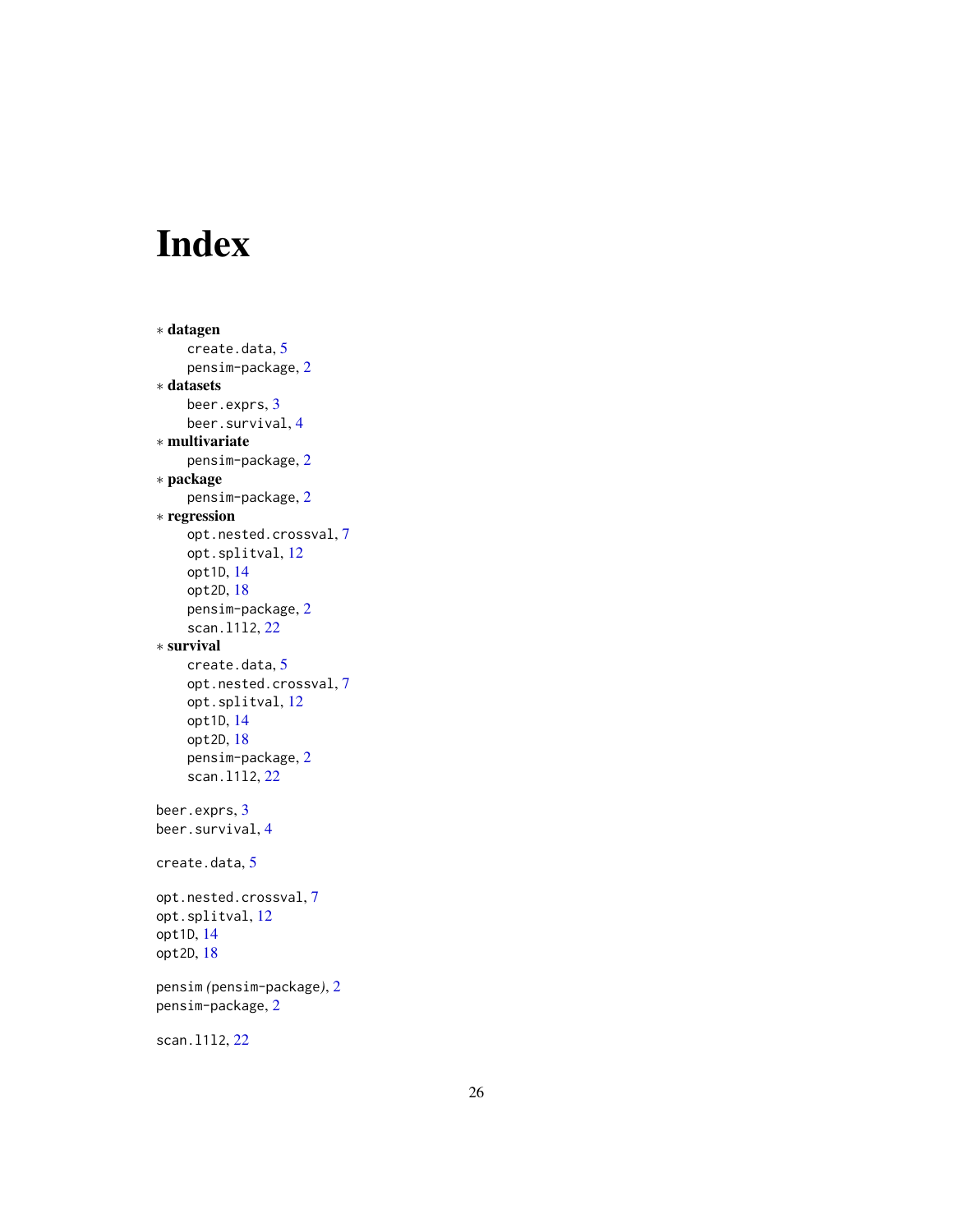# Index

∗ **datagen**
    create.data, 5
    pensim-package, 2
∗ **datasets**
    beer.exprs, 3
    beer.survival, 4
∗ **multivariate**
    pensim-package, 2
∗ **package**
    pensim-package, 2
∗ **regression**
    opt.nested.crossval, 7
    opt.splitval, 12
    opt1D, 14
    opt2D, 18
    pensim-package, 2
    scan.l1l2, 22
∗ **survival**
    create.data, 5
    opt.nested.crossval, 7
    opt.splitval, 12
    opt1D, 14
    opt2D, 18
    pensim-package, 2
    scan.l1l2, 22

beer.exprs, 3
beer.survival, 4

create.data, 5

opt.nested.crossval, 7
opt.splitval, 12
opt1D, 14
opt2D, 18

pensim *(*pensim-package*)*, 2
pensim-package, 2

scan.l1l2, 22